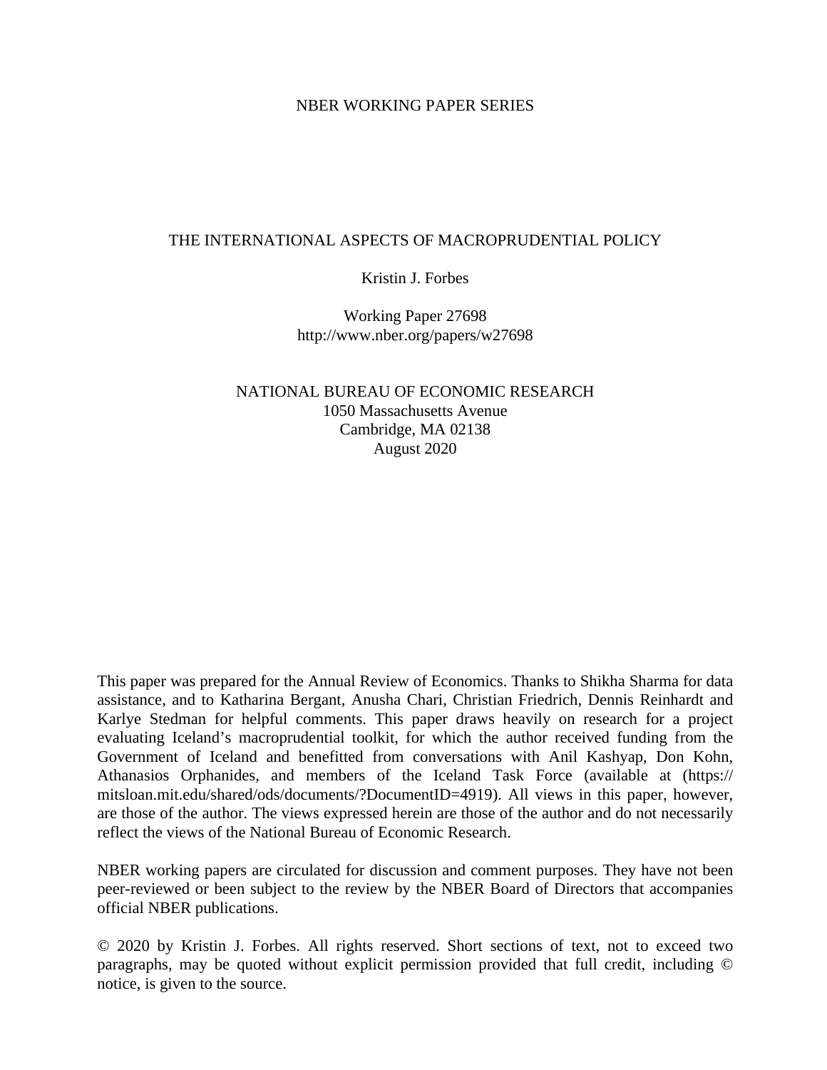NBER WORKING PAPER SERIES

# THE INTERNATIONAL ASPECTS OF MACROPRUDENTIAL POLICY

Kristin J. Forbes

Working Paper 27698
http://www.nber.org/papers/w27698

NATIONAL BUREAU OF ECONOMIC RESEARCH
1050 Massachusetts Avenue
Cambridge, MA 02138
August 2020

This paper was prepared for the Annual Review of Economics. Thanks to Shikha Sharma for data assistance, and to Katharina Bergant, Anusha Chari, Christian Friedrich, Dennis Reinhardt and Karlye Stedman for helpful comments. This paper draws heavily on research for a project evaluating Iceland's macroprudential toolkit, for which the author received funding from the Government of Iceland and benefitted from conversations with Anil Kashyap, Don Kohn, Athanasios Orphanides, and members of the Iceland Task Force (available at (https://mitsloan.mit.edu/shared/ods/documents/?DocumentID=4919). All views in this paper, however, are those of the author. The views expressed herein are those of the author and do not necessarily reflect the views of the National Bureau of Economic Research.

NBER working papers are circulated for discussion and comment purposes. They have not been peer-reviewed or been subject to the review by the NBER Board of Directors that accompanies official NBER publications.

© 2020 by Kristin J. Forbes. All rights reserved. Short sections of text, not to exceed two paragraphs, may be quoted without explicit permission provided that full credit, including © notice, is given to the source.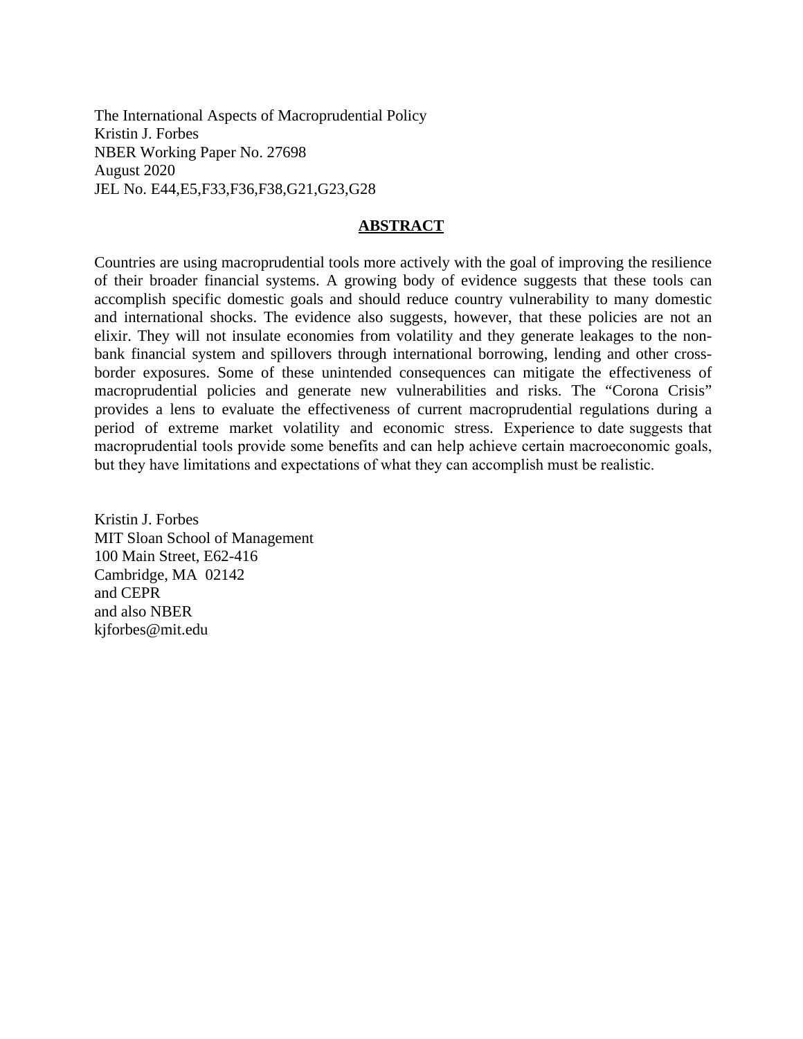The International Aspects of Macroprudential Policy
Kristin J. Forbes
NBER Working Paper No. 27698
August 2020
JEL No. E44,E5,F33,F36,F38,G21,G23,G28

## ABSTRACT

Countries are using macroprudential tools more actively with the goal of improving the resilience of their broader financial systems. A growing body of evidence suggests that these tools can accomplish specific domestic goals and should reduce country vulnerability to many domestic and international shocks. The evidence also suggests, however, that these policies are not an elixir. They will not insulate economies from volatility and they generate leakages to the non-bank financial system and spillovers through international borrowing, lending and other cross-border exposures. Some of these unintended consequences can mitigate the effectiveness of macroprudential policies and generate new vulnerabilities and risks. The "Corona Crisis" provides a lens to evaluate the effectiveness of current macroprudential regulations during a period of extreme market volatility and economic stress. Experience to date suggests that macroprudential tools provide some benefits and can help achieve certain macroeconomic goals, but they have limitations and expectations of what they can accomplish must be realistic.

Kristin J. Forbes
MIT Sloan School of Management
100 Main Street, E62-416
Cambridge, MA 02142
and CEPR
and also NBER
kjforbes@mit.edu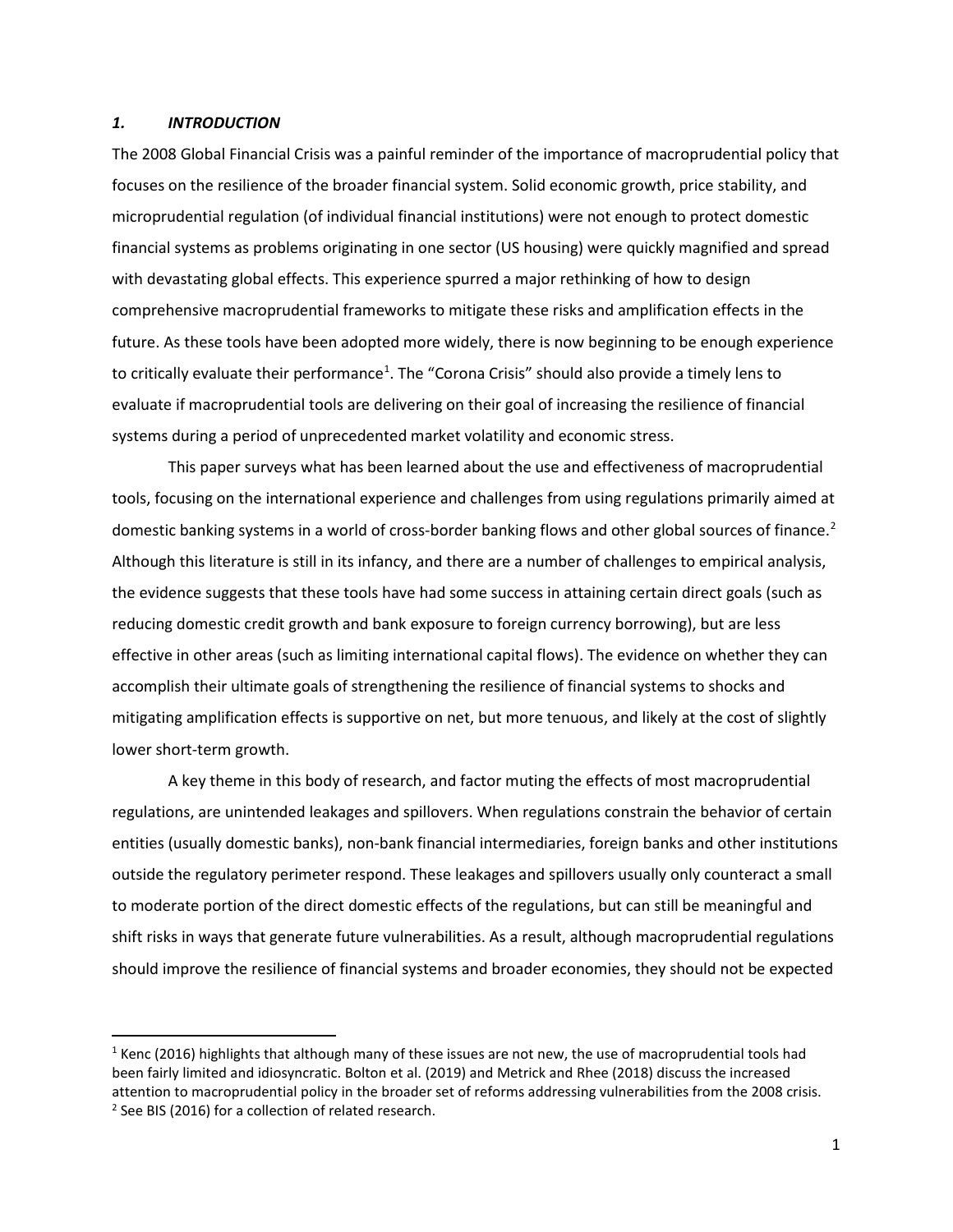## *1. INTRODUCTION*

The 2008 Global Financial Crisis was a painful reminder of the importance of macroprudential policy that focuses on the resilience of the broader financial system. Solid economic growth, price stability, and microprudential regulation (of individual financial institutions) were not enough to protect domestic financial systems as problems originating in one sector (US housing) were quickly magnified and spread with devastating global effects. This experience spurred a major rethinking of how to design comprehensive macroprudential frameworks to mitigate these risks and amplification effects in the future. As these tools have been adopted more widely, there is now beginning to be enough experience to critically evaluate their performance[1]. The "Corona Crisis" should also provide a timely lens to evaluate if macroprudential tools are delivering on their goal of increasing the resilience of financial systems during a period of unprecedented market volatility and economic stress.

This paper surveys what has been learned about the use and effectiveness of macroprudential tools, focusing on the international experience and challenges from using regulations primarily aimed at domestic banking systems in a world of cross-border banking flows and other global sources of finance.[2] Although this literature is still in its infancy, and there are a number of challenges to empirical analysis, the evidence suggests that these tools have had some success in attaining certain direct goals (such as reducing domestic credit growth and bank exposure to foreign currency borrowing), but are less effective in other areas (such as limiting international capital flows). The evidence on whether they can accomplish their ultimate goals of strengthening the resilience of financial systems to shocks and mitigating amplification effects is supportive on net, but more tenuous, and likely at the cost of slightly lower short-term growth.

A key theme in this body of research, and factor muting the effects of most macroprudential regulations, are unintended leakages and spillovers. When regulations constrain the behavior of certain entities (usually domestic banks), non-bank financial intermediaries, foreign banks and other institutions outside the regulatory perimeter respond. These leakages and spillovers usually only counteract a small to moderate portion of the direct domestic effects of the regulations, but can still be meaningful and shift risks in ways that generate future vulnerabilities. As a result, although macroprudential regulations should improve the resilience of financial systems and broader economies, they should not be expected

---

[1] Kenc (2016) highlights that although many of these issues are not new, the use of macroprudential tools had been fairly limited and idiosyncratic. Bolton et al. (2019) and Metrick and Rhee (2018) discuss the increased attention to macroprudential policy in the broader set of reforms addressing vulnerabilities from the 2008 crisis.

[2] See BIS (2016) for a collection of related research.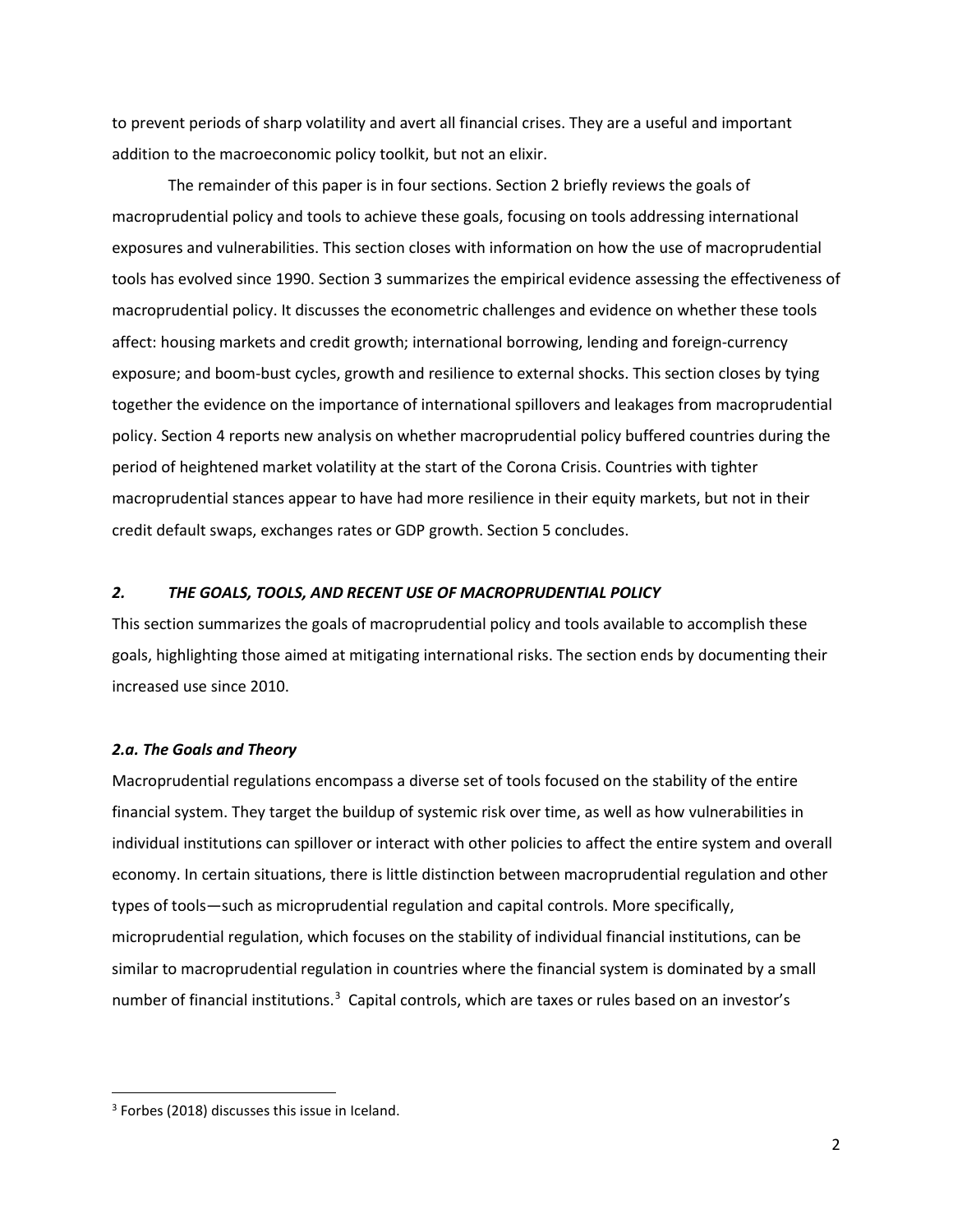to prevent periods of sharp volatility and avert all financial crises. They are a useful and important addition to the macroeconomic policy toolkit, but not an elixir.

The remainder of this paper is in four sections. Section 2 briefly reviews the goals of macroprudential policy and tools to achieve these goals, focusing on tools addressing international exposures and vulnerabilities. This section closes with information on how the use of macroprudential tools has evolved since 1990. Section 3 summarizes the empirical evidence assessing the effectiveness of macroprudential policy. It discusses the econometric challenges and evidence on whether these tools affect: housing markets and credit growth; international borrowing, lending and foreign-currency exposure; and boom-bust cycles, growth and resilience to external shocks. This section closes by tying together the evidence on the importance of international spillovers and leakages from macroprudential policy. Section 4 reports new analysis on whether macroprudential policy buffered countries during the period of heightened market volatility at the start of the Corona Crisis. Countries with tighter macroprudential stances appear to have had more resilience in their equity markets, but not in their credit default swaps, exchanges rates or GDP growth. Section 5 concludes.

## *2. THE GOALS, TOOLS, AND RECENT USE OF MACROPRUDENTIAL POLICY*

This section summarizes the goals of macroprudential policy and tools available to accomplish these goals, highlighting those aimed at mitigating international risks. The section ends by documenting their increased use since 2010.

### *2.a. The Goals and Theory*

Macroprudential regulations encompass a diverse set of tools focused on the stability of the entire financial system. They target the buildup of systemic risk over time, as well as how vulnerabilities in individual institutions can spillover or interact with other policies to affect the entire system and overall economy. In certain situations, there is little distinction between macroprudential regulation and other types of tools—such as microprudential regulation and capital controls. More specifically, microprudential regulation, which focuses on the stability of individual financial institutions, can be similar to macroprudential regulation in countries where the financial system is dominated by a small number of financial institutions.[3] Capital controls, which are taxes or rules based on an investor's

[3] Forbes (2018) discusses this issue in Iceland.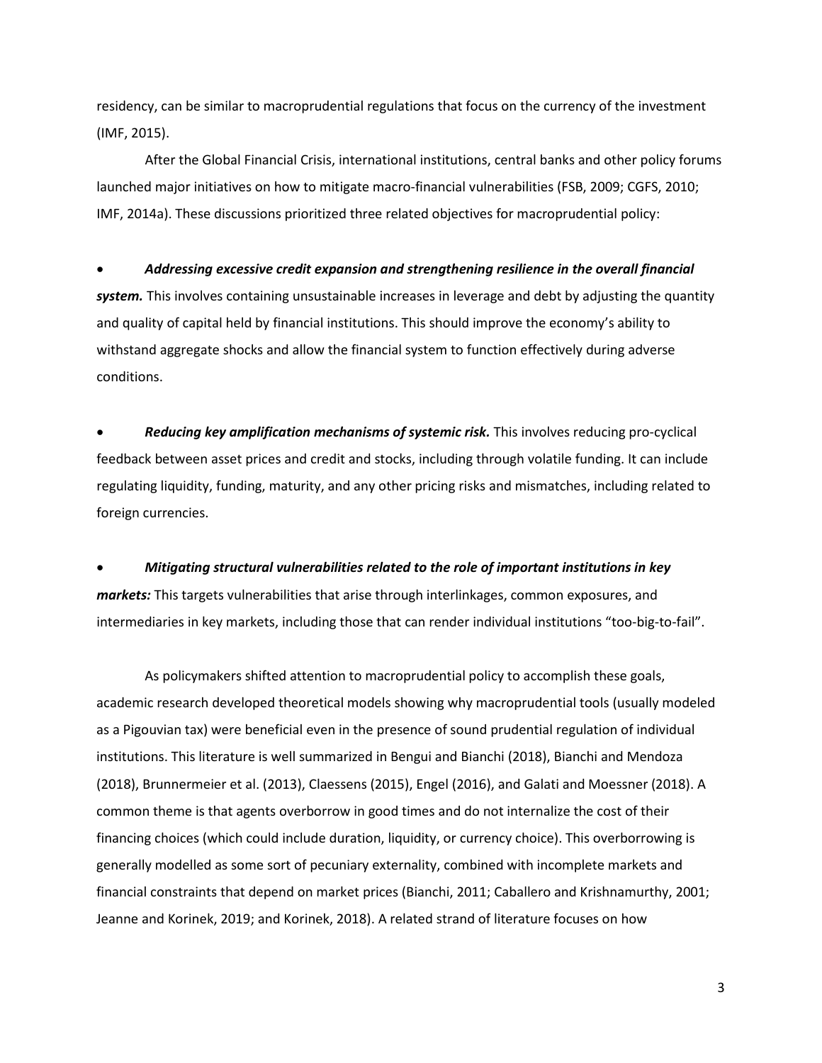residency, can be similar to macroprudential regulations that focus on the currency of the investment (IMF, 2015).

After the Global Financial Crisis, international institutions, central banks and other policy forums launched major initiatives on how to mitigate macro-financial vulnerabilities (FSB, 2009; CGFS, 2010; IMF, 2014a). These discussions prioritized three related objectives for macroprudential policy:

- ***Addressing excessive credit expansion and strengthening resilience in the overall financial system.*** This involves containing unsustainable increases in leverage and debt by adjusting the quantity and quality of capital held by financial institutions. This should improve the economy's ability to withstand aggregate shocks and allow the financial system to function effectively during adverse conditions.

- ***Reducing key amplification mechanisms of systemic risk.*** This involves reducing pro-cyclical feedback between asset prices and credit and stocks, including through volatile funding. It can include regulating liquidity, funding, maturity, and any other pricing risks and mismatches, including related to foreign currencies.

- ***Mitigating structural vulnerabilities related to the role of important institutions in key markets:*** This targets vulnerabilities that arise through interlinkages, common exposures, and intermediaries in key markets, including those that can render individual institutions "too-big-to-fail".

As policymakers shifted attention to macroprudential policy to accomplish these goals, academic research developed theoretical models showing why macroprudential tools (usually modeled as a Pigouvian tax) were beneficial even in the presence of sound prudential regulation of individual institutions. This literature is well summarized in Bengui and Bianchi (2018), Bianchi and Mendoza (2018), Brunnermeier et al. (2013), Claessens (2015), Engel (2016), and Galati and Moessner (2018). A common theme is that agents overborrow in good times and do not internalize the cost of their financing choices (which could include duration, liquidity, or currency choice). This overborrowing is generally modelled as some sort of pecuniary externality, combined with incomplete markets and financial constraints that depend on market prices (Bianchi, 2011; Caballero and Krishnamurthy, 2001; Jeanne and Korinek, 2019; and Korinek, 2018). A related strand of literature focuses on how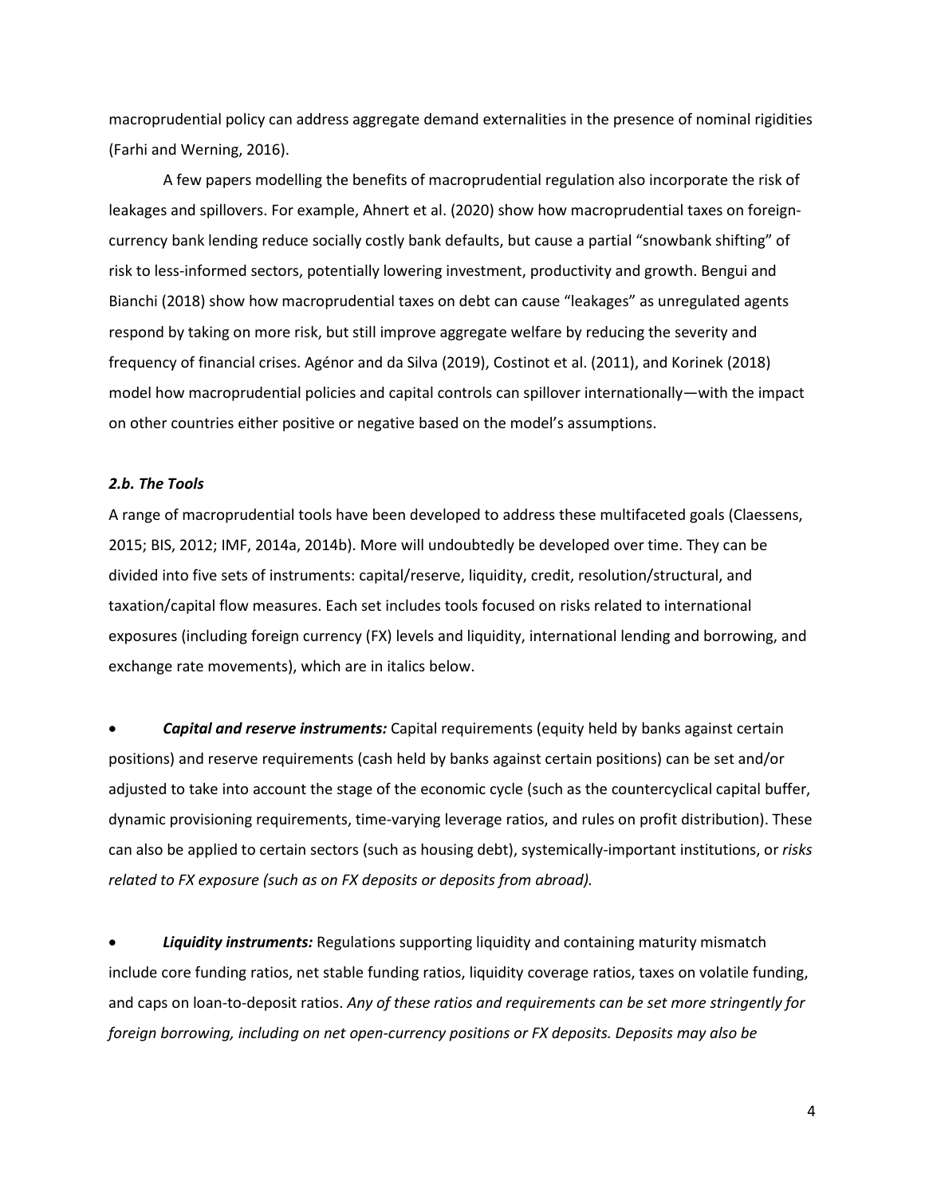macroprudential policy can address aggregate demand externalities in the presence of nominal rigidities (Farhi and Werning, 2016).

A few papers modelling the benefits of macroprudential regulation also incorporate the risk of leakages and spillovers. For example, Ahnert et al. (2020) show how macroprudential taxes on foreign-currency bank lending reduce socially costly bank defaults, but cause a partial "snowbank shifting" of risk to less-informed sectors, potentially lowering investment, productivity and growth. Bengui and Bianchi (2018) show how macroprudential taxes on debt can cause "leakages" as unregulated agents respond by taking on more risk, but still improve aggregate welfare by reducing the severity and frequency of financial crises. Agénor and da Silva (2019), Costinot et al. (2011), and Korinek (2018) model how macroprudential policies and capital controls can spillover internationally—with the impact on other countries either positive or negative based on the model's assumptions.

### *2.b. The Tools*

A range of macroprudential tools have been developed to address these multifaceted goals (Claessens, 2015; BIS, 2012; IMF, 2014a, 2014b). More will undoubtedly be developed over time. They can be divided into five sets of instruments: capital/reserve, liquidity, credit, resolution/structural, and taxation/capital flow measures. Each set includes tools focused on risks related to international exposures (including foreign currency (FX) levels and liquidity, international lending and borrowing, and exchange rate movements), which are in italics below.

- ***Capital and reserve instruments:*** Capital requirements (equity held by banks against certain positions) and reserve requirements (cash held by banks against certain positions) can be set and/or adjusted to take into account the stage of the economic cycle (such as the countercyclical capital buffer, dynamic provisioning requirements, time-varying leverage ratios, and rules on profit distribution). These can also be applied to certain sectors (such as housing debt), systemically-important institutions, or *risks related to FX exposure (such as on FX deposits or deposits from abroad).*

- ***Liquidity instruments:*** Regulations supporting liquidity and containing maturity mismatch include core funding ratios, net stable funding ratios, liquidity coverage ratios, taxes on volatile funding, and caps on loan-to-deposit ratios. *Any of these ratios and requirements can be set more stringently for foreign borrowing, including on net open-currency positions or FX deposits. Deposits may also be*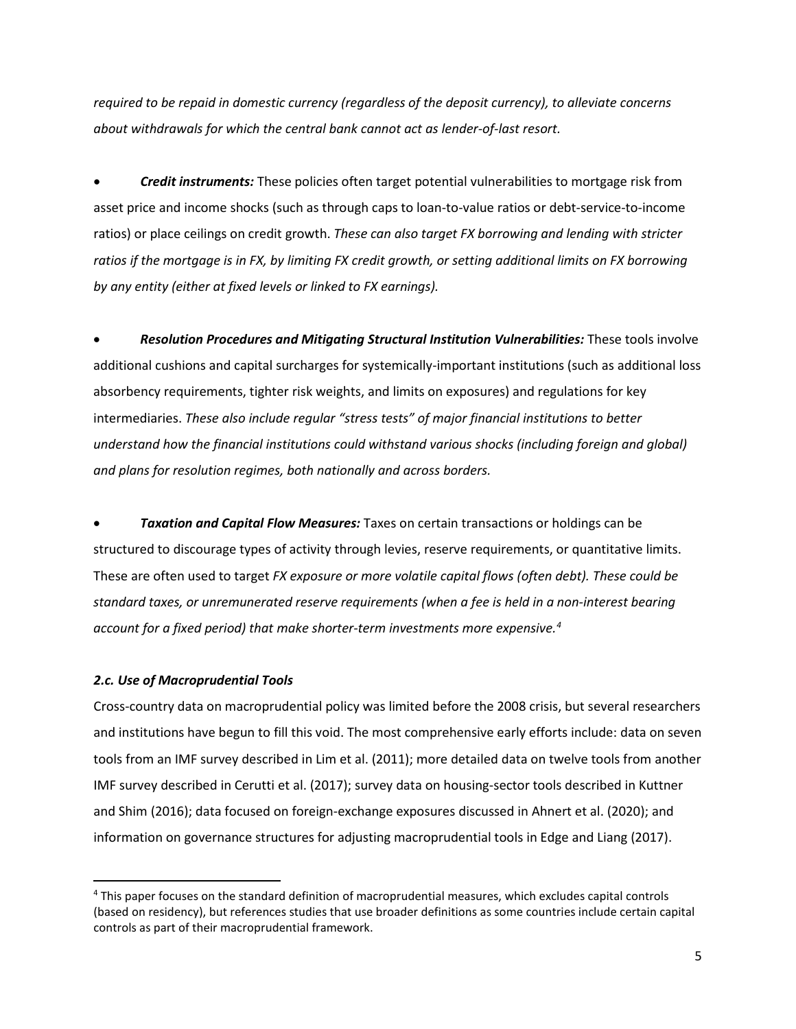*required to be repaid in domestic currency (regardless of the deposit currency), to alleviate concerns about withdrawals for which the central bank cannot act as lender-of-last resort.*

- ***Credit instruments:*** These policies often target potential vulnerabilities to mortgage risk from asset price and income shocks (such as through caps to loan-to-value ratios or debt-service-to-income ratios) or place ceilings on credit growth. *These can also target FX borrowing and lending with stricter ratios if the mortgage is in FX, by limiting FX credit growth, or setting additional limits on FX borrowing by any entity (either at fixed levels or linked to FX earnings).*

- ***Resolution Procedures and Mitigating Structural Institution Vulnerabilities:*** These tools involve additional cushions and capital surcharges for systemically-important institutions (such as additional loss absorbency requirements, tighter risk weights, and limits on exposures) and regulations for key intermediaries. *These also include regular "stress tests" of major financial institutions to better understand how the financial institutions could withstand various shocks (including foreign and global) and plans for resolution regimes, both nationally and across borders.*

- ***Taxation and Capital Flow Measures:*** Taxes on certain transactions or holdings can be structured to discourage types of activity through levies, reserve requirements, or quantitative limits. These are often used to target *FX exposure or more volatile capital flows (often debt). These could be standard taxes, or unremunerated reserve requirements (when a fee is held in a non-interest bearing account for a fixed period) that make shorter-term investments more expensive.*[4]

### *2.c. Use of Macroprudential Tools*

Cross-country data on macroprudential policy was limited before the 2008 crisis, but several researchers and institutions have begun to fill this void. The most comprehensive early efforts include: data on seven tools from an IMF survey described in Lim et al. (2011); more detailed data on twelve tools from another IMF survey described in Cerutti et al. (2017); survey data on housing-sector tools described in Kuttner and Shim (2016); data focused on foreign-exchange exposures discussed in Ahnert et al. (2020); and information on governance structures for adjusting macroprudential tools in Edge and Liang (2017).

[4] This paper focuses on the standard definition of macroprudential measures, which excludes capital controls (based on residency), but references studies that use broader definitions as some countries include certain capital controls as part of their macroprudential framework.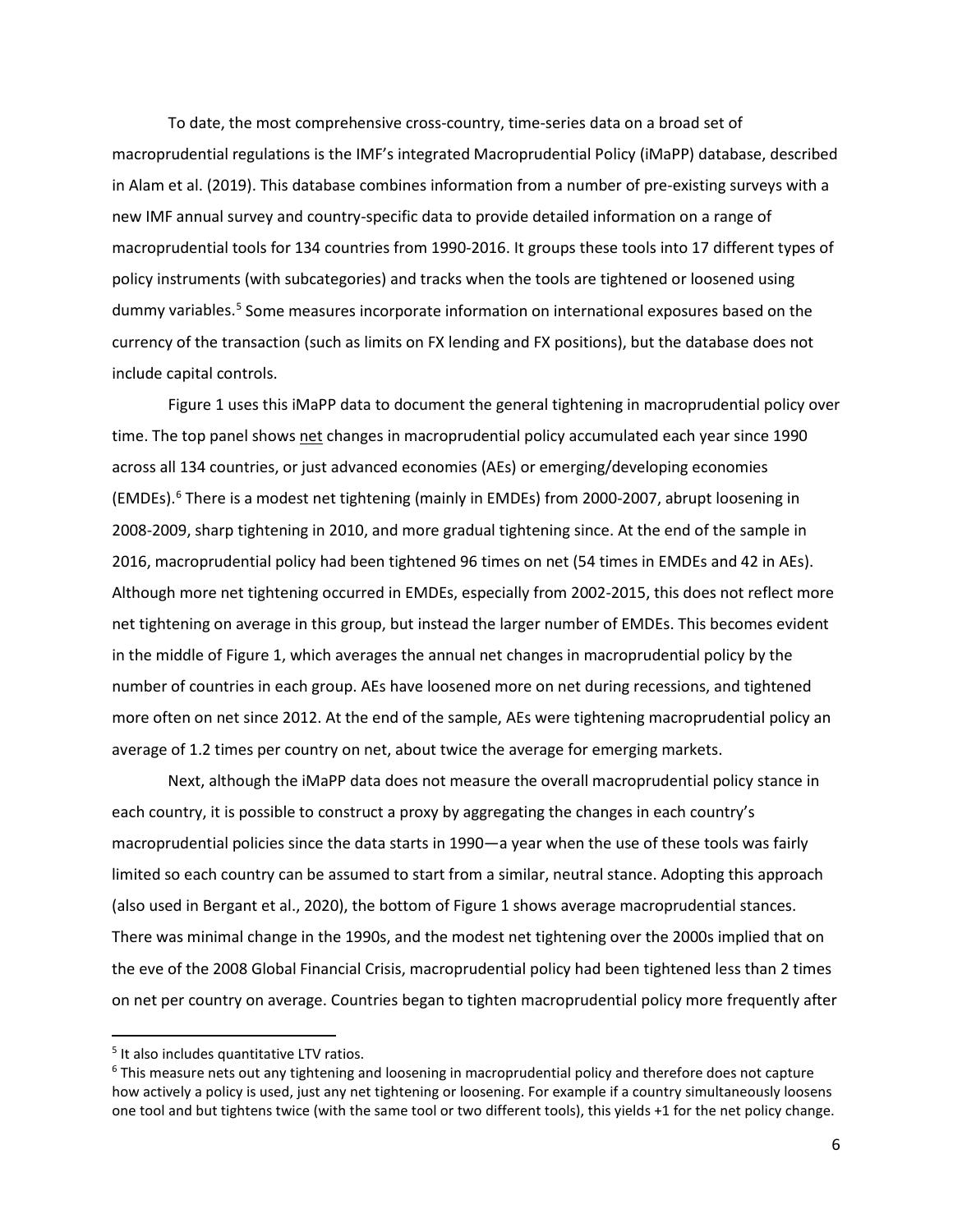To date, the most comprehensive cross-country, time-series data on a broad set of macroprudential regulations is the IMF's integrated Macroprudential Policy (iMaPP) database, described in Alam et al. (2019). This database combines information from a number of pre-existing surveys with a new IMF annual survey and country-specific data to provide detailed information on a range of macroprudential tools for 134 countries from 1990-2016. It groups these tools into 17 different types of policy instruments (with subcategories) and tracks when the tools are tightened or loosened using dummy variables.[5] Some measures incorporate information on international exposures based on the currency of the transaction (such as limits on FX lending and FX positions), but the database does not include capital controls.

Figure 1 uses this iMaPP data to document the general tightening in macroprudential policy over time. The top panel shows net changes in macroprudential policy accumulated each year since 1990 across all 134 countries, or just advanced economies (AEs) or emerging/developing economies (EMDEs).[6] There is a modest net tightening (mainly in EMDEs) from 2000-2007, abrupt loosening in 2008-2009, sharp tightening in 2010, and more gradual tightening since. At the end of the sample in 2016, macroprudential policy had been tightened 96 times on net (54 times in EMDEs and 42 in AEs). Although more net tightening occurred in EMDEs, especially from 2002-2015, this does not reflect more net tightening on average in this group, but instead the larger number of EMDEs. This becomes evident in the middle of Figure 1, which averages the annual net changes in macroprudential policy by the number of countries in each group. AEs have loosened more on net during recessions, and tightened more often on net since 2012. At the end of the sample, AEs were tightening macroprudential policy an average of 1.2 times per country on net, about twice the average for emerging markets.

Next, although the iMaPP data does not measure the overall macroprudential policy stance in each country, it is possible to construct a proxy by aggregating the changes in each country's macroprudential policies since the data starts in 1990—a year when the use of these tools was fairly limited so each country can be assumed to start from a similar, neutral stance. Adopting this approach (also used in Bergant et al., 2020), the bottom of Figure 1 shows average macroprudential stances. There was minimal change in the 1990s, and the modest net tightening over the 2000s implied that on the eve of the 2008 Global Financial Crisis, macroprudential policy had been tightened less than 2 times on net per country on average. Countries began to tighten macroprudential policy more frequently after

[5] It also includes quantitative LTV ratios.

[6] This measure nets out any tightening and loosening in macroprudential policy and therefore does not capture how actively a policy is used, just any net tightening or loosening. For example if a country simultaneously loosens one tool and but tightens twice (with the same tool or two different tools), this yields +1 for the net policy change.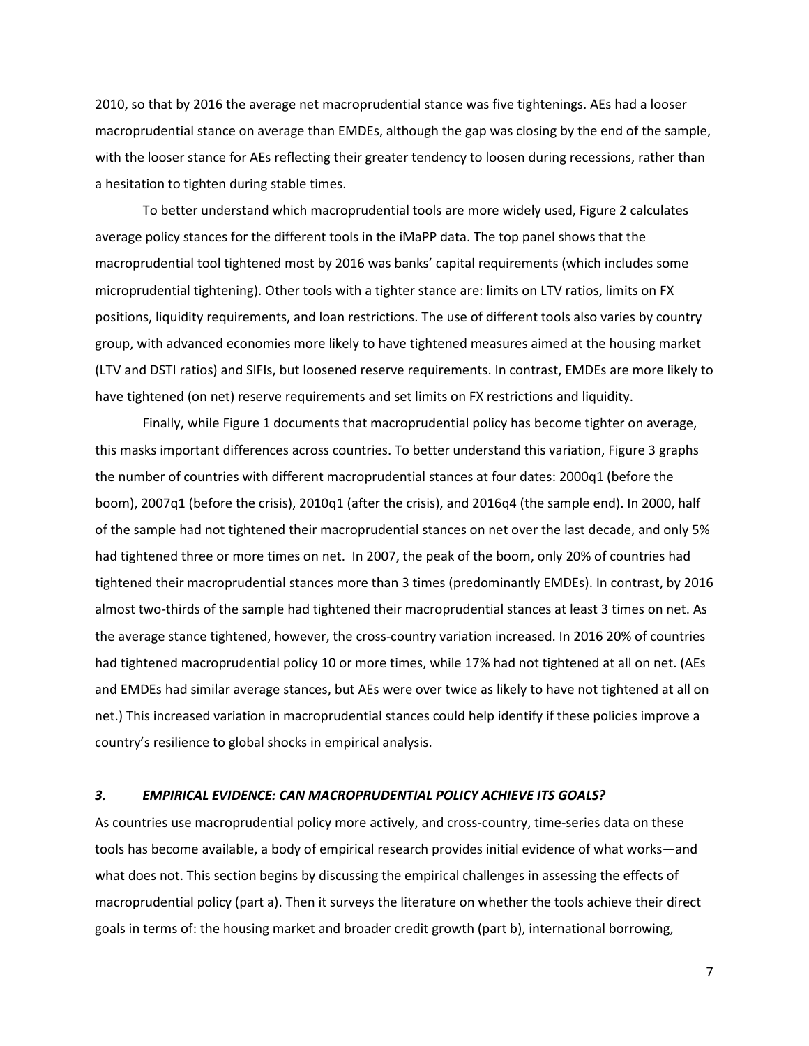2010, so that by 2016 the average net macroprudential stance was five tightenings. AEs had a looser macroprudential stance on average than EMDEs, although the gap was closing by the end of the sample, with the looser stance for AEs reflecting their greater tendency to loosen during recessions, rather than a hesitation to tighten during stable times.

To better understand which macroprudential tools are more widely used, Figure 2 calculates average policy stances for the different tools in the iMaPP data. The top panel shows that the macroprudential tool tightened most by 2016 was banks' capital requirements (which includes some microprudential tightening). Other tools with a tighter stance are: limits on LTV ratios, limits on FX positions, liquidity requirements, and loan restrictions. The use of different tools also varies by country group, with advanced economies more likely to have tightened measures aimed at the housing market (LTV and DSTI ratios) and SIFIs, but loosened reserve requirements. In contrast, EMDEs are more likely to have tightened (on net) reserve requirements and set limits on FX restrictions and liquidity.

Finally, while Figure 1 documents that macroprudential policy has become tighter on average, this masks important differences across countries. To better understand this variation, Figure 3 graphs the number of countries with different macroprudential stances at four dates: 2000q1 (before the boom), 2007q1 (before the crisis), 2010q1 (after the crisis), and 2016q4 (the sample end). In 2000, half of the sample had not tightened their macroprudential stances on net over the last decade, and only 5% had tightened three or more times on net. In 2007, the peak of the boom, only 20% of countries had tightened their macroprudential stances more than 3 times (predominantly EMDEs). In contrast, by 2016 almost two-thirds of the sample had tightened their macroprudential stances at least 3 times on net. As the average stance tightened, however, the cross-country variation increased. In 2016 20% of countries had tightened macroprudential policy 10 or more times, while 17% had not tightened at all on net. (AEs and EMDEs had similar average stances, but AEs were over twice as likely to have not tightened at all on net.) This increased variation in macroprudential stances could help identify if these policies improve a country's resilience to global shocks in empirical analysis.

### *3. EMPIRICAL EVIDENCE: CAN MACROPRUDENTIAL POLICY ACHIEVE ITS GOALS?*

As countries use macroprudential policy more actively, and cross-country, time-series data on these tools has become available, a body of empirical research provides initial evidence of what works—and what does not. This section begins by discussing the empirical challenges in assessing the effects of macroprudential policy (part a). Then it surveys the literature on whether the tools achieve their direct goals in terms of: the housing market and broader credit growth (part b), international borrowing,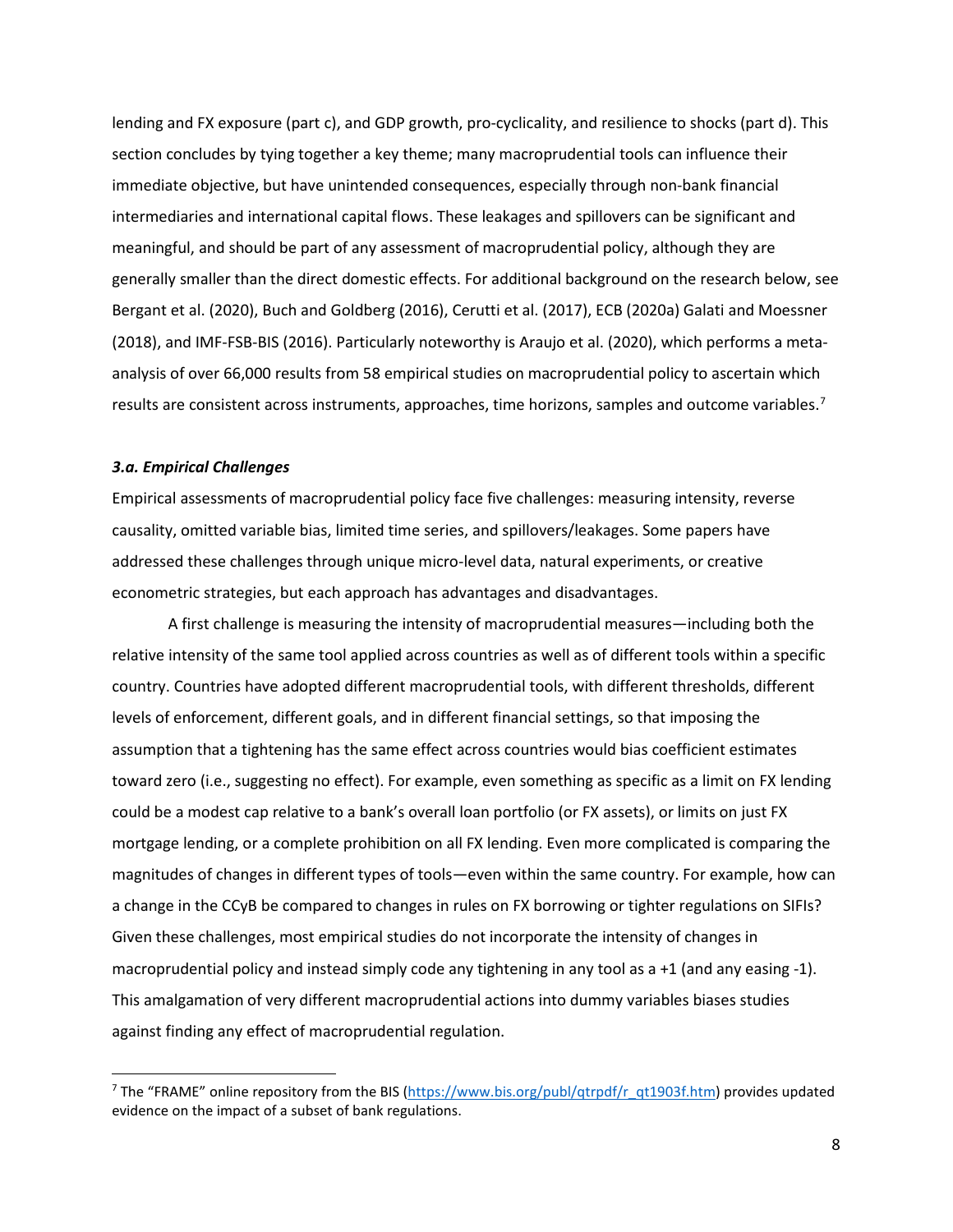lending and FX exposure (part c), and GDP growth, pro-cyclicality, and resilience to shocks (part d). This section concludes by tying together a key theme; many macroprudential tools can influence their immediate objective, but have unintended consequences, especially through non-bank financial intermediaries and international capital flows. These leakages and spillovers can be significant and meaningful, and should be part of any assessment of macroprudential policy, although they are generally smaller than the direct domestic effects. For additional background on the research below, see Bergant et al. (2020), Buch and Goldberg (2016), Cerutti et al. (2017), ECB (2020a) Galati and Moessner (2018), and IMF-FSB-BIS (2016). Particularly noteworthy is Araujo et al. (2020), which performs a meta-analysis of over 66,000 results from 58 empirical studies on macroprudential policy to ascertain which results are consistent across instruments, approaches, time horizons, samples and outcome variables.[7]

### *3.a. Empirical Challenges*

Empirical assessments of macroprudential policy face five challenges: measuring intensity, reverse causality, omitted variable bias, limited time series, and spillovers/leakages. Some papers have addressed these challenges through unique micro-level data, natural experiments, or creative econometric strategies, but each approach has advantages and disadvantages.

A first challenge is measuring the intensity of macroprudential measures—including both the relative intensity of the same tool applied across countries as well as of different tools within a specific country. Countries have adopted different macroprudential tools, with different thresholds, different levels of enforcement, different goals, and in different financial settings, so that imposing the assumption that a tightening has the same effect across countries would bias coefficient estimates toward zero (i.e., suggesting no effect). For example, even something as specific as a limit on FX lending could be a modest cap relative to a bank's overall loan portfolio (or FX assets), or limits on just FX mortgage lending, or a complete prohibition on all FX lending. Even more complicated is comparing the magnitudes of changes in different types of tools—even within the same country. For example, how can a change in the CCyB be compared to changes in rules on FX borrowing or tighter regulations on SIFIs? Given these challenges, most empirical studies do not incorporate the intensity of changes in macroprudential policy and instead simply code any tightening in any tool as a +1 (and any easing -1). This amalgamation of very different macroprudential actions into dummy variables biases studies against finding any effect of macroprudential regulation.

---

[7] The "FRAME" online repository from the BIS (https://www.bis.org/publ/qtrpdf/r_qt1903f.htm) provides updated evidence on the impact of a subset of bank regulations.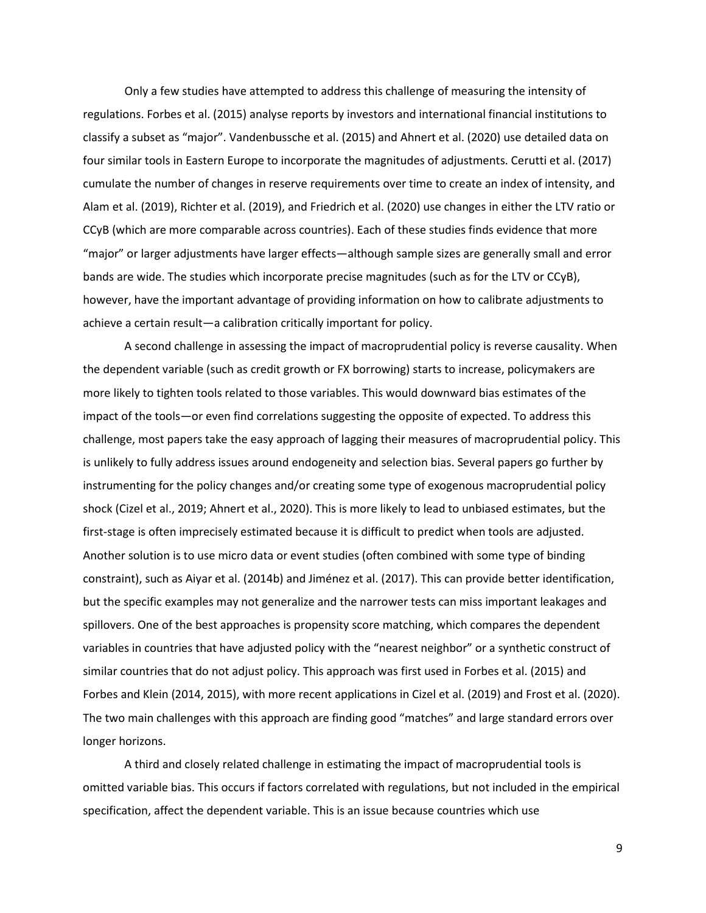Only a few studies have attempted to address this challenge of measuring the intensity of regulations. Forbes et al. (2015) analyse reports by investors and international financial institutions to classify a subset as "major". Vandenbussche et al. (2015) and Ahnert et al. (2020) use detailed data on four similar tools in Eastern Europe to incorporate the magnitudes of adjustments. Cerutti et al. (2017) cumulate the number of changes in reserve requirements over time to create an index of intensity, and Alam et al. (2019), Richter et al. (2019), and Friedrich et al. (2020) use changes in either the LTV ratio or CCyB (which are more comparable across countries). Each of these studies finds evidence that more "major" or larger adjustments have larger effects—although sample sizes are generally small and error bands are wide. The studies which incorporate precise magnitudes (such as for the LTV or CCyB), however, have the important advantage of providing information on how to calibrate adjustments to achieve a certain result—a calibration critically important for policy.

A second challenge in assessing the impact of macroprudential policy is reverse causality. When the dependent variable (such as credit growth or FX borrowing) starts to increase, policymakers are more likely to tighten tools related to those variables. This would downward bias estimates of the impact of the tools—or even find correlations suggesting the opposite of expected. To address this challenge, most papers take the easy approach of lagging their measures of macroprudential policy. This is unlikely to fully address issues around endogeneity and selection bias. Several papers go further by instrumenting for the policy changes and/or creating some type of exogenous macroprudential policy shock (Cizel et al., 2019; Ahnert et al., 2020). This is more likely to lead to unbiased estimates, but the first-stage is often imprecisely estimated because it is difficult to predict when tools are adjusted. Another solution is to use micro data or event studies (often combined with some type of binding constraint), such as Aiyar et al. (2014b) and Jiménez et al. (2017). This can provide better identification, but the specific examples may not generalize and the narrower tests can miss important leakages and spillovers. One of the best approaches is propensity score matching, which compares the dependent variables in countries that have adjusted policy with the "nearest neighbor" or a synthetic construct of similar countries that do not adjust policy. This approach was first used in Forbes et al. (2015) and Forbes and Klein (2014, 2015), with more recent applications in Cizel et al. (2019) and Frost et al. (2020). The two main challenges with this approach are finding good "matches" and large standard errors over longer horizons.

A third and closely related challenge in estimating the impact of macroprudential tools is omitted variable bias. This occurs if factors correlated with regulations, but not included in the empirical specification, affect the dependent variable. This is an issue because countries which use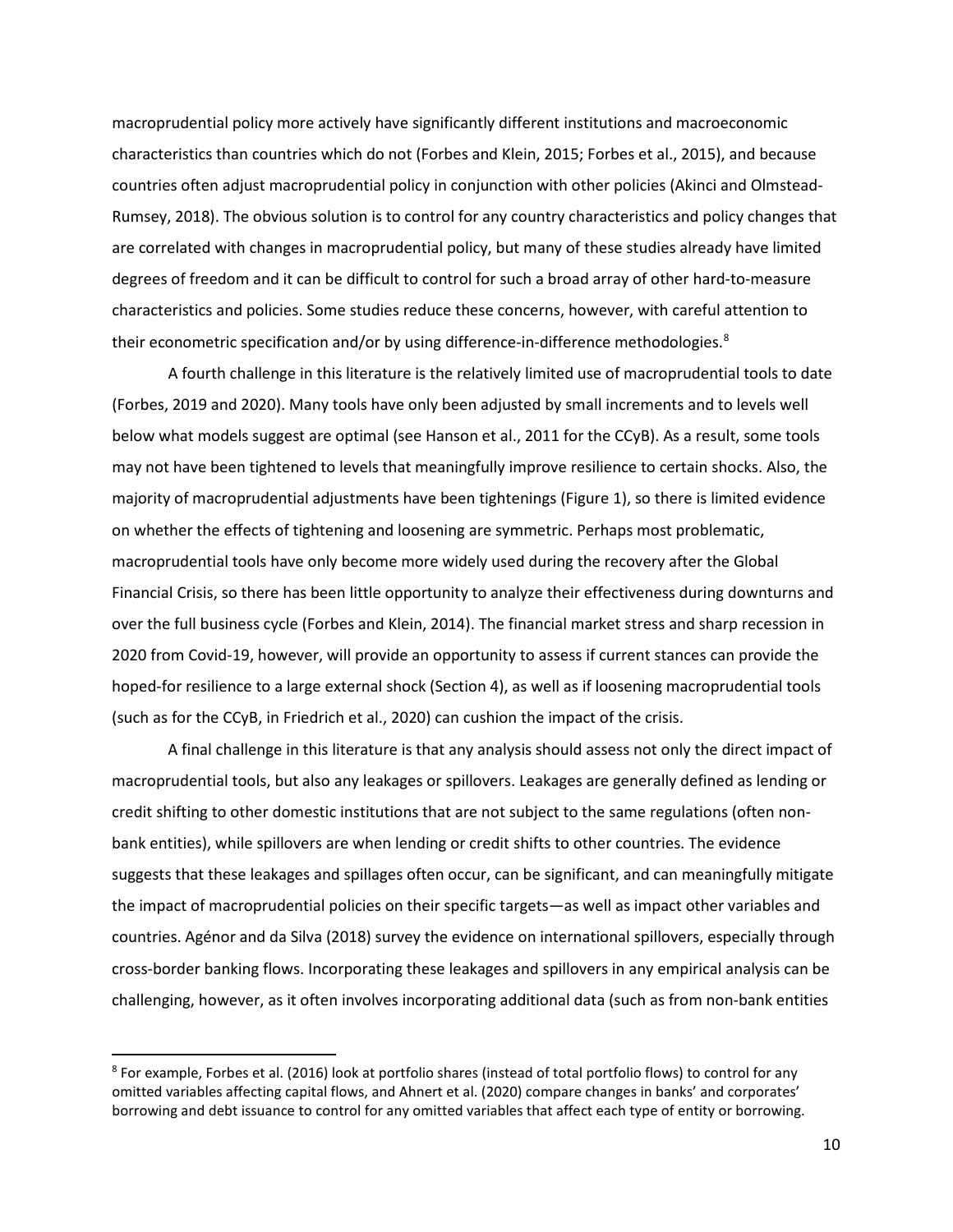macroprudential policy more actively have significantly different institutions and macroeconomic characteristics than countries which do not (Forbes and Klein, 2015; Forbes et al., 2015), and because countries often adjust macroprudential policy in conjunction with other policies (Akinci and Olmstead-Rumsey, 2018). The obvious solution is to control for any country characteristics and policy changes that are correlated with changes in macroprudential policy, but many of these studies already have limited degrees of freedom and it can be difficult to control for such a broad array of other hard-to-measure characteristics and policies. Some studies reduce these concerns, however, with careful attention to their econometric specification and/or by using difference-in-difference methodologies.[8]

A fourth challenge in this literature is the relatively limited use of macroprudential tools to date (Forbes, 2019 and 2020). Many tools have only been adjusted by small increments and to levels well below what models suggest are optimal (see Hanson et al., 2011 for the CCyB). As a result, some tools may not have been tightened to levels that meaningfully improve resilience to certain shocks. Also, the majority of macroprudential adjustments have been tightenings (Figure 1), so there is limited evidence on whether the effects of tightening and loosening are symmetric. Perhaps most problematic, macroprudential tools have only become more widely used during the recovery after the Global Financial Crisis, so there has been little opportunity to analyze their effectiveness during downturns and over the full business cycle (Forbes and Klein, 2014). The financial market stress and sharp recession in 2020 from Covid-19, however, will provide an opportunity to assess if current stances can provide the hoped-for resilience to a large external shock (Section 4), as well as if loosening macroprudential tools (such as for the CCyB, in Friedrich et al., 2020) can cushion the impact of the crisis.

A final challenge in this literature is that any analysis should assess not only the direct impact of macroprudential tools, but also any leakages or spillovers. Leakages are generally defined as lending or credit shifting to other domestic institutions that are not subject to the same regulations (often non-bank entities), while spillovers are when lending or credit shifts to other countries. The evidence suggests that these leakages and spillages often occur, can be significant, and can meaningfully mitigate the impact of macroprudential policies on their specific targets—as well as impact other variables and countries. Agénor and da Silva (2018) survey the evidence on international spillovers, especially through cross-border banking flows. Incorporating these leakages and spillovers in any empirical analysis can be challenging, however, as it often involves incorporating additional data (such as from non-bank entities

[8] For example, Forbes et al. (2016) look at portfolio shares (instead of total portfolio flows) to control for any omitted variables affecting capital flows, and Ahnert et al. (2020) compare changes in banks' and corporates' borrowing and debt issuance to control for any omitted variables that affect each type of entity or borrowing.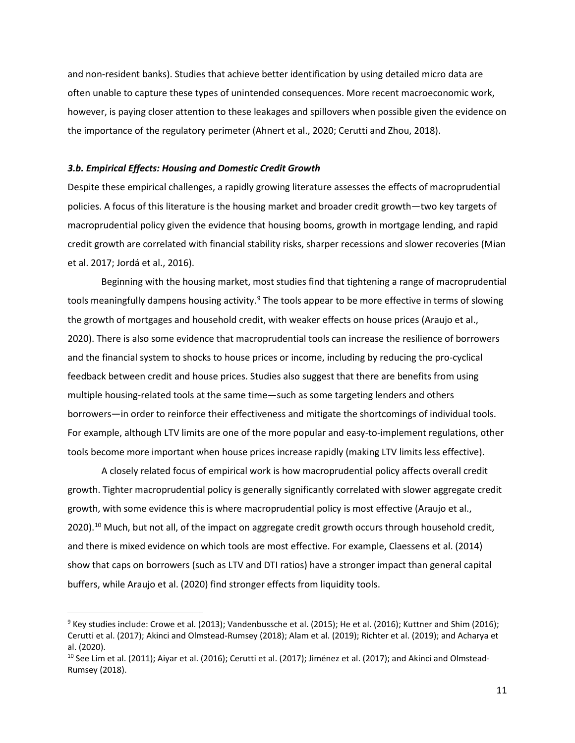and non-resident banks). Studies that achieve better identification by using detailed micro data are often unable to capture these types of unintended consequences. More recent macroeconomic work, however, is paying closer attention to these leakages and spillovers when possible given the evidence on the importance of the regulatory perimeter (Ahnert et al., 2020; Cerutti and Zhou, 2018).

### *3.b. Empirical Effects: Housing and Domestic Credit Growth*

Despite these empirical challenges, a rapidly growing literature assesses the effects of macroprudential policies. A focus of this literature is the housing market and broader credit growth—two key targets of macroprudential policy given the evidence that housing booms, growth in mortgage lending, and rapid credit growth are correlated with financial stability risks, sharper recessions and slower recoveries (Mian et al. 2017; Jordá et al., 2016).

Beginning with the housing market, most studies find that tightening a range of macroprudential tools meaningfully dampens housing activity.[9] The tools appear to be more effective in terms of slowing the growth of mortgages and household credit, with weaker effects on house prices (Araujo et al., 2020). There is also some evidence that macroprudential tools can increase the resilience of borrowers and the financial system to shocks to house prices or income, including by reducing the pro-cyclical feedback between credit and house prices. Studies also suggest that there are benefits from using multiple housing-related tools at the same time—such as some targeting lenders and others borrowers—in order to reinforce their effectiveness and mitigate the shortcomings of individual tools. For example, although LTV limits are one of the more popular and easy-to-implement regulations, other tools become more important when house prices increase rapidly (making LTV limits less effective).

A closely related focus of empirical work is how macroprudential policy affects overall credit growth. Tighter macroprudential policy is generally significantly correlated with slower aggregate credit growth, with some evidence this is where macroprudential policy is most effective (Araujo et al., 2020).[10] Much, but not all, of the impact on aggregate credit growth occurs through household credit, and there is mixed evidence on which tools are most effective. For example, Claessens et al. (2014) show that caps on borrowers (such as LTV and DTI ratios) have a stronger impact than general capital buffers, while Araujo et al. (2020) find stronger effects from liquidity tools.

---

[9] Key studies include: Crowe et al. (2013); Vandenbussche et al. (2015); He et al. (2016); Kuttner and Shim (2016); Cerutti et al. (2017); Akinci and Olmstead-Rumsey (2018); Alam et al. (2019); Richter et al. (2019); and Acharya et al. (2020).

[10] See Lim et al. (2011); Aiyar et al. (2016); Cerutti et al. (2017); Jiménez et al. (2017); and Akinci and Olmstead-Rumsey (2018).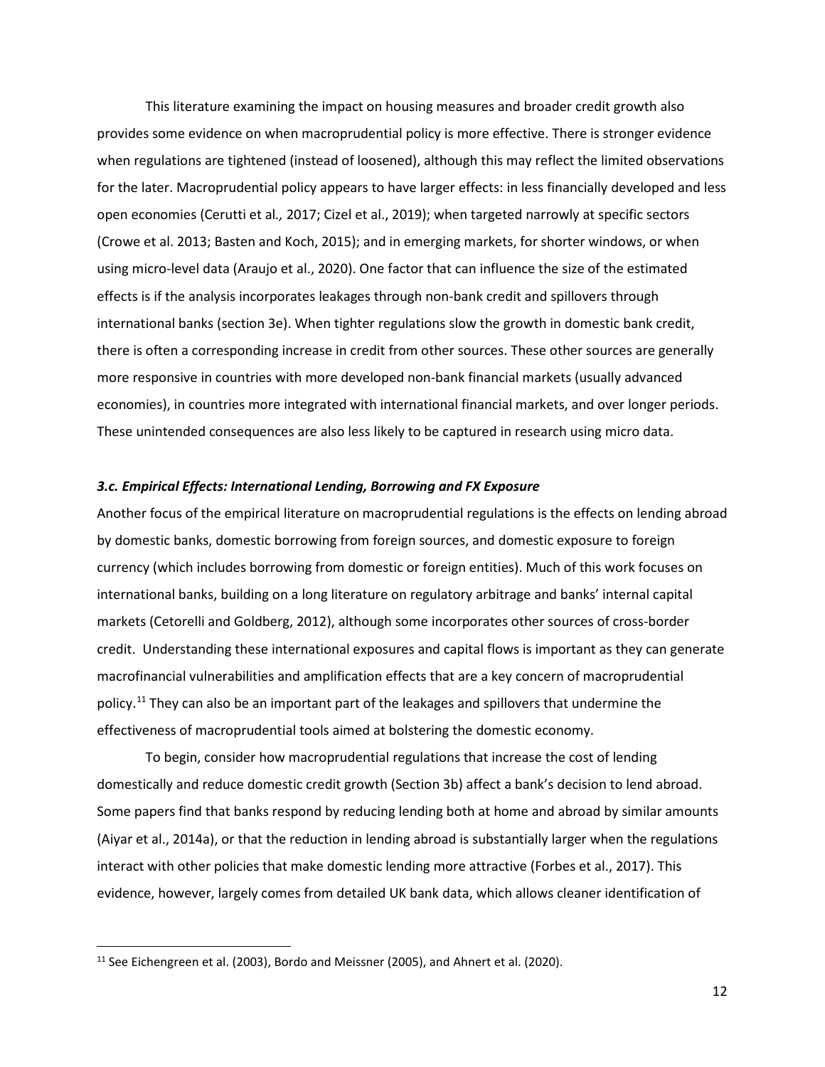This literature examining the impact on housing measures and broader credit growth also provides some evidence on when macroprudential policy is more effective. There is stronger evidence when regulations are tightened (instead of loosened), although this may reflect the limited observations for the later. Macroprudential policy appears to have larger effects: in less financially developed and less open economies (Cerutti et al*.,* 2017; Cizel et al., 2019); when targeted narrowly at specific sectors (Crowe et al. 2013; Basten and Koch, 2015); and in emerging markets, for shorter windows, or when using micro-level data (Araujo et al., 2020). One factor that can influence the size of the estimated effects is if the analysis incorporates leakages through non-bank credit and spillovers through international banks (section 3e). When tighter regulations slow the growth in domestic bank credit, there is often a corresponding increase in credit from other sources. These other sources are generally more responsive in countries with more developed non-bank financial markets (usually advanced economies), in countries more integrated with international financial markets, and over longer periods. These unintended consequences are also less likely to be captured in research using micro data.

### *3.c. Empirical Effects: International Lending, Borrowing and FX Exposure*

Another focus of the empirical literature on macroprudential regulations is the effects on lending abroad by domestic banks, domestic borrowing from foreign sources, and domestic exposure to foreign currency (which includes borrowing from domestic or foreign entities). Much of this work focuses on international banks, building on a long literature on regulatory arbitrage and banks' internal capital markets (Cetorelli and Goldberg, 2012), although some incorporates other sources of cross-border credit. Understanding these international exposures and capital flows is important as they can generate macrofinancial vulnerabilities and amplification effects that are a key concern of macroprudential policy.[11] They can also be an important part of the leakages and spillovers that undermine the effectiveness of macroprudential tools aimed at bolstering the domestic economy.

To begin, consider how macroprudential regulations that increase the cost of lending domestically and reduce domestic credit growth (Section 3b) affect a bank's decision to lend abroad. Some papers find that banks respond by reducing lending both at home and abroad by similar amounts (Aiyar et al., 2014a), or that the reduction in lending abroad is substantially larger when the regulations interact with other policies that make domestic lending more attractive (Forbes et al., 2017). This evidence, however, largely comes from detailed UK bank data, which allows cleaner identification of

[11] See Eichengreen et al. (2003), Bordo and Meissner (2005), and Ahnert et al. (2020).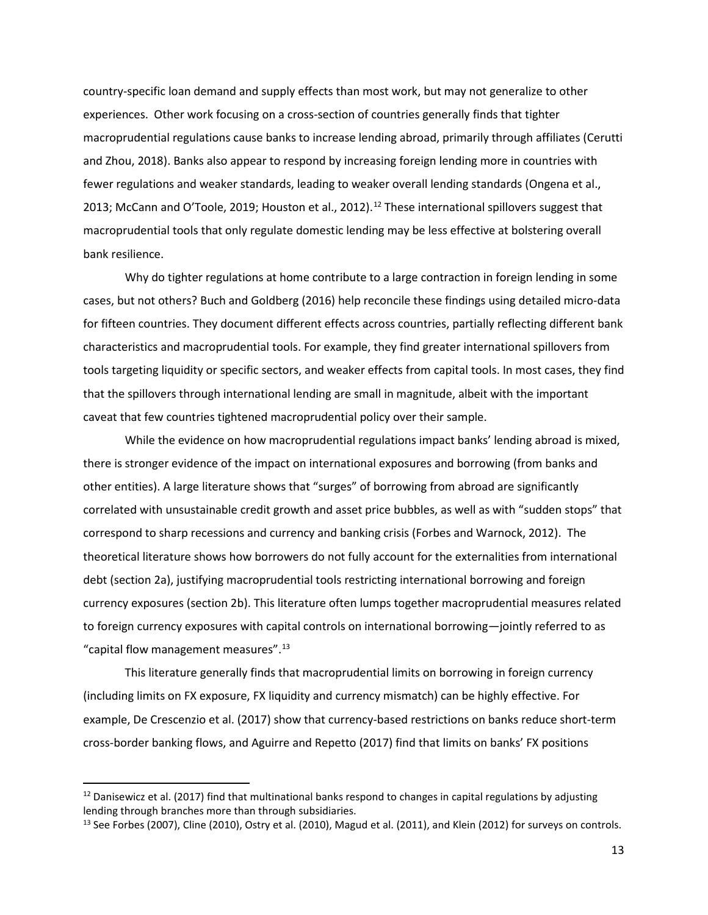country-specific loan demand and supply effects than most work, but may not generalize to other experiences. Other work focusing on a cross-section of countries generally finds that tighter macroprudential regulations cause banks to increase lending abroad, primarily through affiliates (Cerutti and Zhou, 2018). Banks also appear to respond by increasing foreign lending more in countries with fewer regulations and weaker standards, leading to weaker overall lending standards (Ongena et al., 2013; McCann and O'Toole, 2019; Houston et al., 2012).[12] These international spillovers suggest that macroprudential tools that only regulate domestic lending may be less effective at bolstering overall bank resilience.

Why do tighter regulations at home contribute to a large contraction in foreign lending in some cases, but not others? Buch and Goldberg (2016) help reconcile these findings using detailed micro-data for fifteen countries. They document different effects across countries, partially reflecting different bank characteristics and macroprudential tools. For example, they find greater international spillovers from tools targeting liquidity or specific sectors, and weaker effects from capital tools. In most cases, they find that the spillovers through international lending are small in magnitude, albeit with the important caveat that few countries tightened macroprudential policy over their sample.

While the evidence on how macroprudential regulations impact banks' lending abroad is mixed, there is stronger evidence of the impact on international exposures and borrowing (from banks and other entities). A large literature shows that "surges" of borrowing from abroad are significantly correlated with unsustainable credit growth and asset price bubbles, as well as with "sudden stops" that correspond to sharp recessions and currency and banking crisis (Forbes and Warnock, 2012). The theoretical literature shows how borrowers do not fully account for the externalities from international debt (section 2a), justifying macroprudential tools restricting international borrowing and foreign currency exposures (section 2b). This literature often lumps together macroprudential measures related to foreign currency exposures with capital controls on international borrowing—jointly referred to as "capital flow management measures".[13]

This literature generally finds that macroprudential limits on borrowing in foreign currency (including limits on FX exposure, FX liquidity and currency mismatch) can be highly effective. For example, De Crescenzio et al. (2017) show that currency-based restrictions on banks reduce short-term cross-border banking flows, and Aguirre and Repetto (2017) find that limits on banks' FX positions

[12] Danisewicz et al. (2017) find that multinational banks respond to changes in capital regulations by adjusting lending through branches more than through subsidiaries.

[13] See Forbes (2007), Cline (2010), Ostry et al. (2010), Magud et al. (2011), and Klein (2012) for surveys on controls.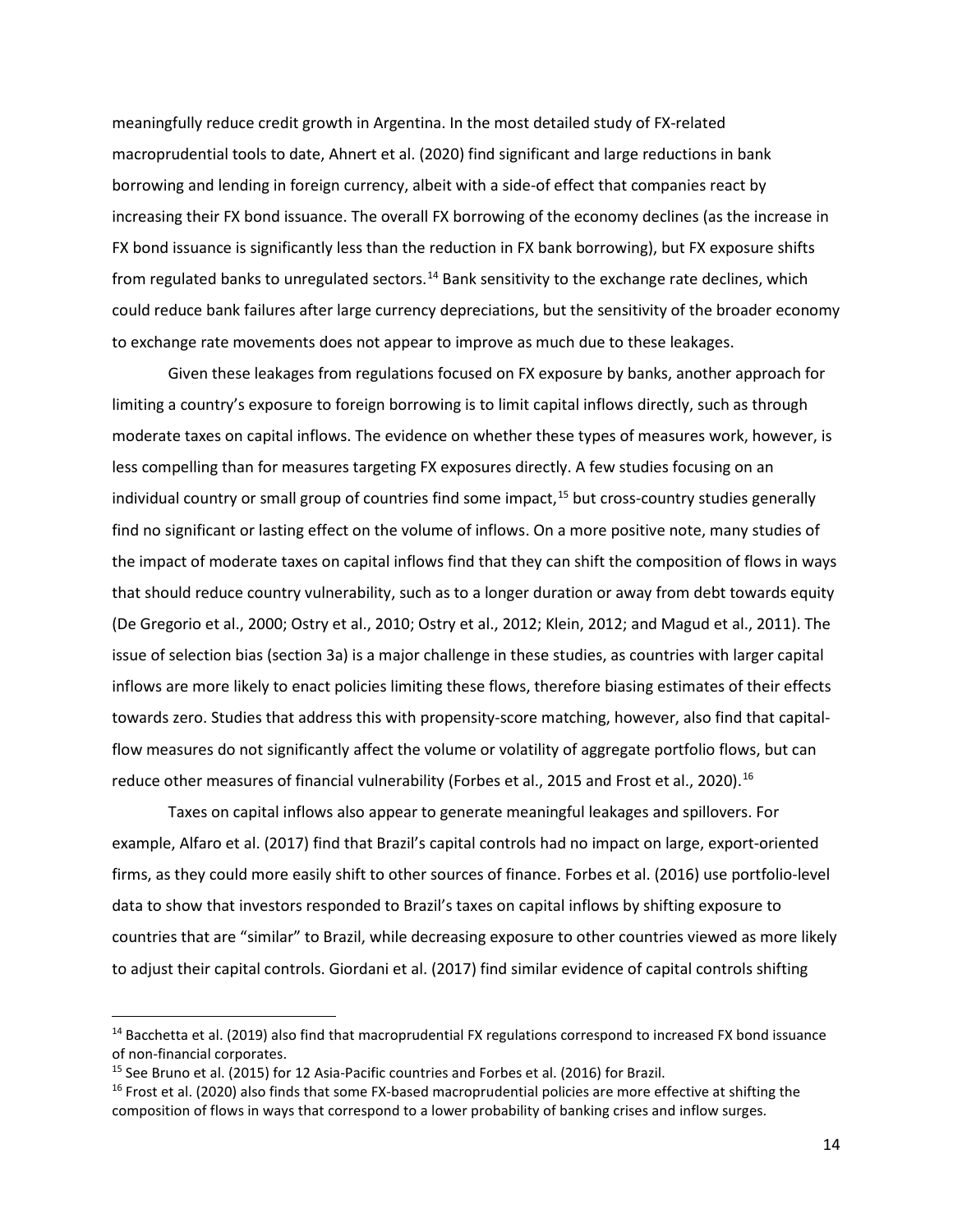meaningfully reduce credit growth in Argentina. In the most detailed study of FX-related macroprudential tools to date, Ahnert et al. (2020) find significant and large reductions in bank borrowing and lending in foreign currency, albeit with a side-of effect that companies react by increasing their FX bond issuance. The overall FX borrowing of the economy declines (as the increase in FX bond issuance is significantly less than the reduction in FX bank borrowing), but FX exposure shifts from regulated banks to unregulated sectors.[14] Bank sensitivity to the exchange rate declines, which could reduce bank failures after large currency depreciations, but the sensitivity of the broader economy to exchange rate movements does not appear to improve as much due to these leakages.

Given these leakages from regulations focused on FX exposure by banks, another approach for limiting a country's exposure to foreign borrowing is to limit capital inflows directly, such as through moderate taxes on capital inflows. The evidence on whether these types of measures work, however, is less compelling than for measures targeting FX exposures directly. A few studies focusing on an individual country or small group of countries find some impact,[15] but cross-country studies generally find no significant or lasting effect on the volume of inflows. On a more positive note, many studies of the impact of moderate taxes on capital inflows find that they can shift the composition of flows in ways that should reduce country vulnerability, such as to a longer duration or away from debt towards equity (De Gregorio et al., 2000; Ostry et al., 2010; Ostry et al., 2012; Klein, 2012; and Magud et al., 2011). The issue of selection bias (section 3a) is a major challenge in these studies, as countries with larger capital inflows are more likely to enact policies limiting these flows, therefore biasing estimates of their effects towards zero. Studies that address this with propensity-score matching, however, also find that capital-flow measures do not significantly affect the volume or volatility of aggregate portfolio flows, but can reduce other measures of financial vulnerability (Forbes et al., 2015 and Frost et al., 2020).[16]

Taxes on capital inflows also appear to generate meaningful leakages and spillovers. For example, Alfaro et al. (2017) find that Brazil's capital controls had no impact on large, export-oriented firms, as they could more easily shift to other sources of finance. Forbes et al. (2016) use portfolio-level data to show that investors responded to Brazil's taxes on capital inflows by shifting exposure to countries that are "similar" to Brazil, while decreasing exposure to other countries viewed as more likely to adjust their capital controls. Giordani et al. (2017) find similar evidence of capital controls shifting

[14] Bacchetta et al. (2019) also find that macroprudential FX regulations correspond to increased FX bond issuance of non-financial corporates.

[15] See Bruno et al. (2015) for 12 Asia-Pacific countries and Forbes et al. (2016) for Brazil.

[16] Frost et al. (2020) also finds that some FX-based macroprudential policies are more effective at shifting the composition of flows in ways that correspond to a lower probability of banking crises and inflow surges.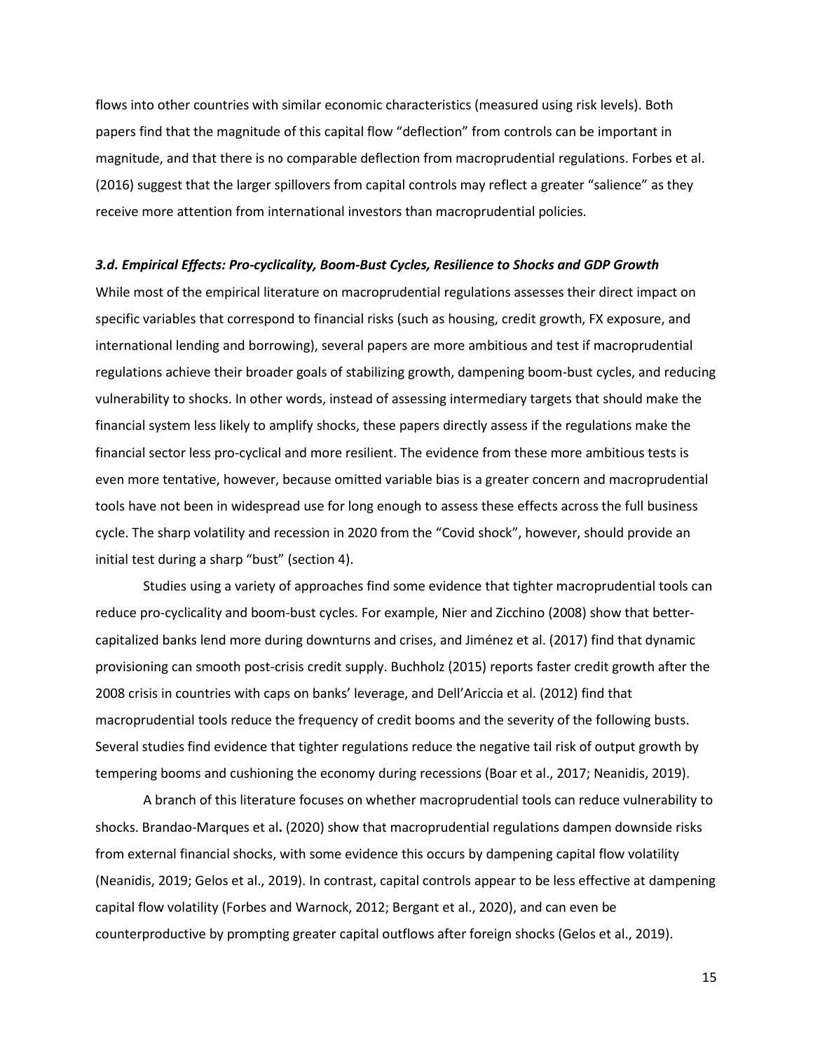flows into other countries with similar economic characteristics (measured using risk levels). Both papers find that the magnitude of this capital flow "deflection" from controls can be important in magnitude, and that there is no comparable deflection from macroprudential regulations. Forbes et al. (2016) suggest that the larger spillovers from capital controls may reflect a greater "salience" as they receive more attention from international investors than macroprudential policies.

### *3.d. Empirical Effects: Pro-cyclicality, Boom-Bust Cycles, Resilience to Shocks and GDP Growth*

While most of the empirical literature on macroprudential regulations assesses their direct impact on specific variables that correspond to financial risks (such as housing, credit growth, FX exposure, and international lending and borrowing), several papers are more ambitious and test if macroprudential regulations achieve their broader goals of stabilizing growth, dampening boom-bust cycles, and reducing vulnerability to shocks. In other words, instead of assessing intermediary targets that should make the financial system less likely to amplify shocks, these papers directly assess if the regulations make the financial sector less pro-cyclical and more resilient. The evidence from these more ambitious tests is even more tentative, however, because omitted variable bias is a greater concern and macroprudential tools have not been in widespread use for long enough to assess these effects across the full business cycle. The sharp volatility and recession in 2020 from the "Covid shock", however, should provide an initial test during a sharp "bust" (section 4).

Studies using a variety of approaches find some evidence that tighter macroprudential tools can reduce pro-cyclicality and boom-bust cycles. For example, Nier and Zicchino (2008) show that better-capitalized banks lend more during downturns and crises, and Jiménez et al. (2017) find that dynamic provisioning can smooth post-crisis credit supply. Buchholz (2015) reports faster credit growth after the 2008 crisis in countries with caps on banks' leverage, and Dell'Ariccia et al. (2012) find that macroprudential tools reduce the frequency of credit booms and the severity of the following busts. Several studies find evidence that tighter regulations reduce the negative tail risk of output growth by tempering booms and cushioning the economy during recessions (Boar et al., 2017; Neanidis, 2019).

A branch of this literature focuses on whether macroprudential tools can reduce vulnerability to shocks. Brandao-Marques et al**.** (2020) show that macroprudential regulations dampen downside risks from external financial shocks, with some evidence this occurs by dampening capital flow volatility (Neanidis, 2019; Gelos et al., 2019). In contrast, capital controls appear to be less effective at dampening capital flow volatility (Forbes and Warnock, 2012; Bergant et al., 2020), and can even be counterproductive by prompting greater capital outflows after foreign shocks (Gelos et al., 2019).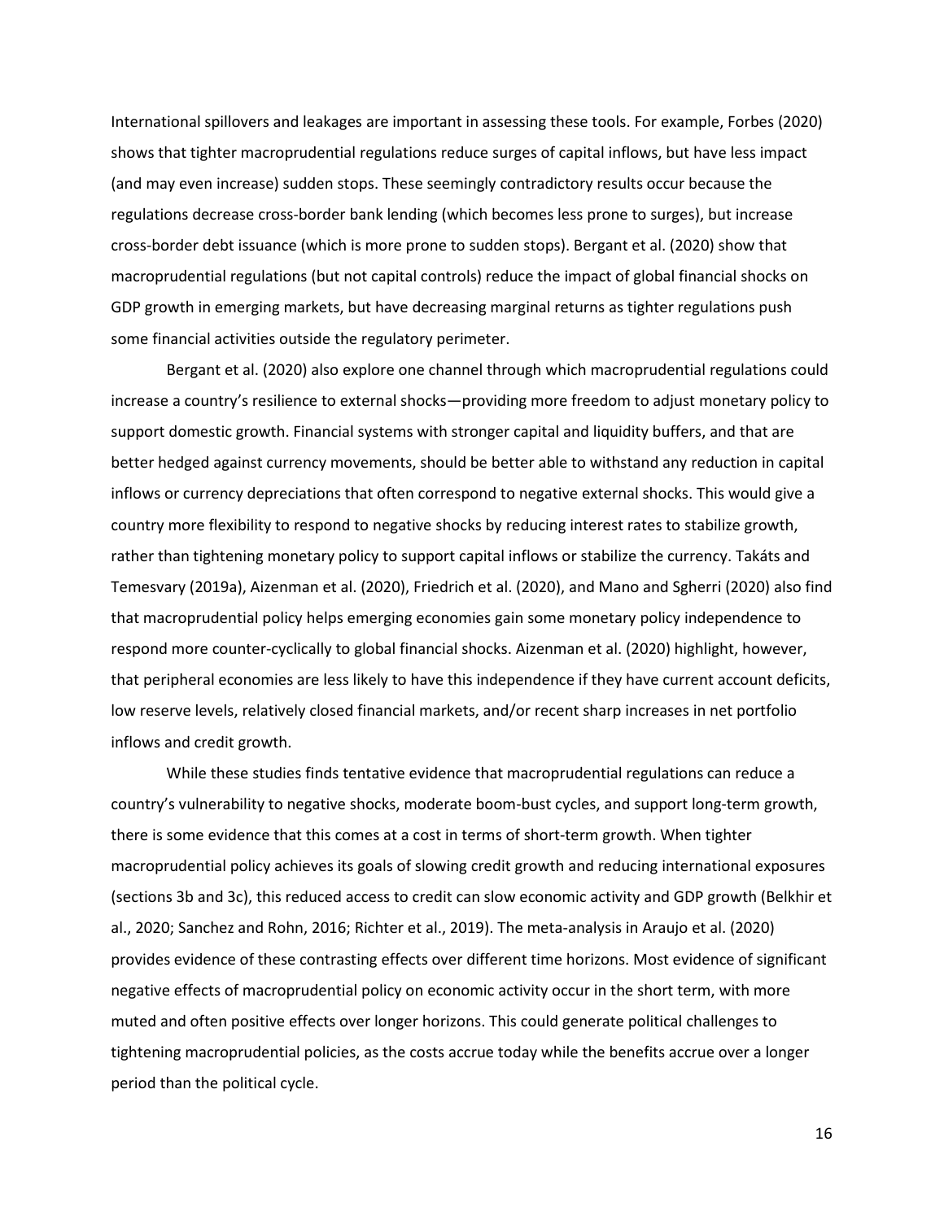International spillovers and leakages are important in assessing these tools. For example, Forbes (2020) shows that tighter macroprudential regulations reduce surges of capital inflows, but have less impact (and may even increase) sudden stops. These seemingly contradictory results occur because the regulations decrease cross-border bank lending (which becomes less prone to surges), but increase cross-border debt issuance (which is more prone to sudden stops). Bergant et al. (2020) show that macroprudential regulations (but not capital controls) reduce the impact of global financial shocks on GDP growth in emerging markets, but have decreasing marginal returns as tighter regulations push some financial activities outside the regulatory perimeter.

Bergant et al. (2020) also explore one channel through which macroprudential regulations could increase a country's resilience to external shocks—providing more freedom to adjust monetary policy to support domestic growth. Financial systems with stronger capital and liquidity buffers, and that are better hedged against currency movements, should be better able to withstand any reduction in capital inflows or currency depreciations that often correspond to negative external shocks. This would give a country more flexibility to respond to negative shocks by reducing interest rates to stabilize growth, rather than tightening monetary policy to support capital inflows or stabilize the currency. Takáts and Temesvary (2019a), Aizenman et al. (2020), Friedrich et al. (2020), and Mano and Sgherri (2020) also find that macroprudential policy helps emerging economies gain some monetary policy independence to respond more counter-cyclically to global financial shocks. Aizenman et al. (2020) highlight, however, that peripheral economies are less likely to have this independence if they have current account deficits, low reserve levels, relatively closed financial markets, and/or recent sharp increases in net portfolio inflows and credit growth.

While these studies finds tentative evidence that macroprudential regulations can reduce a country's vulnerability to negative shocks, moderate boom-bust cycles, and support long-term growth, there is some evidence that this comes at a cost in terms of short-term growth. When tighter macroprudential policy achieves its goals of slowing credit growth and reducing international exposures (sections 3b and 3c), this reduced access to credit can slow economic activity and GDP growth (Belkhir et al., 2020; Sanchez and Rohn, 2016; Richter et al., 2019). The meta-analysis in Araujo et al. (2020) provides evidence of these contrasting effects over different time horizons. Most evidence of significant negative effects of macroprudential policy on economic activity occur in the short term, with more muted and often positive effects over longer horizons. This could generate political challenges to tightening macroprudential policies, as the costs accrue today while the benefits accrue over a longer period than the political cycle.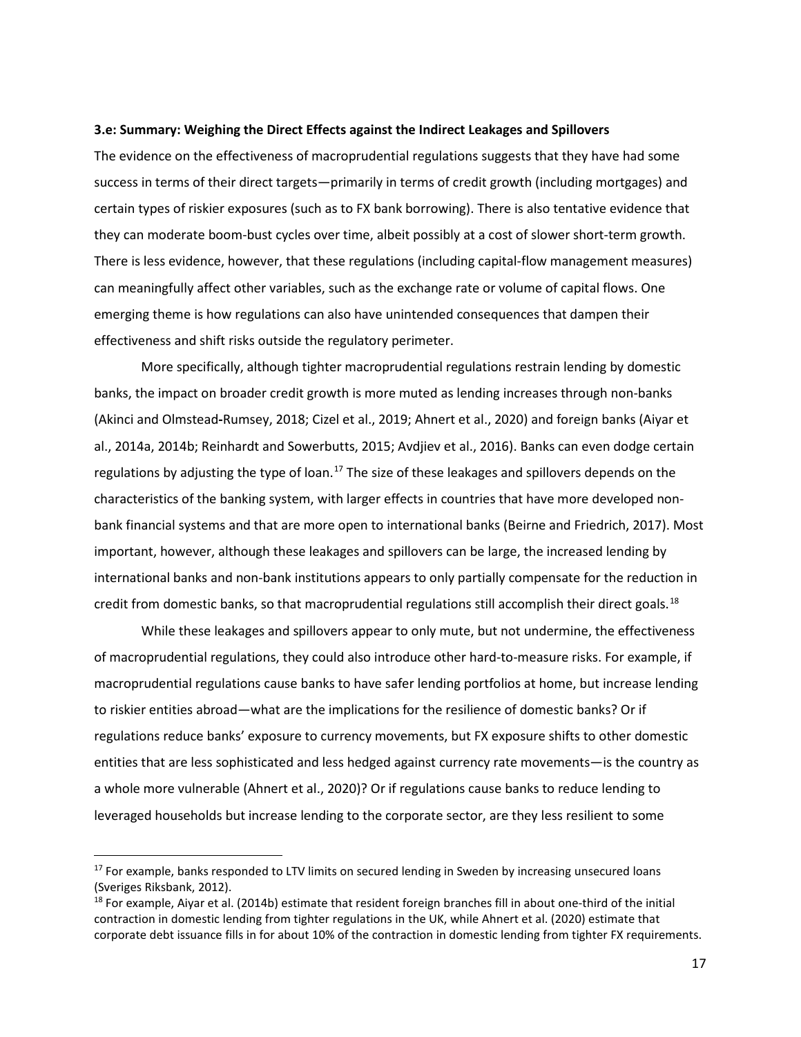### 3.e: Summary: Weighing the Direct Effects against the Indirect Leakages and Spillovers

The evidence on the effectiveness of macroprudential regulations suggests that they have had some success in terms of their direct targets—primarily in terms of credit growth (including mortgages) and certain types of riskier exposures (such as to FX bank borrowing). There is also tentative evidence that they can moderate boom-bust cycles over time, albeit possibly at a cost of slower short-term growth. There is less evidence, however, that these regulations (including capital-flow management measures) can meaningfully affect other variables, such as the exchange rate or volume of capital flows. One emerging theme is how regulations can also have unintended consequences that dampen their effectiveness and shift risks outside the regulatory perimeter.

More specifically, although tighter macroprudential regulations restrain lending by domestic banks, the impact on broader credit growth is more muted as lending increases through non-banks (Akinci and Olmstead-Rumsey, 2018; Cizel et al., 2019; Ahnert et al., 2020) and foreign banks (Aiyar et al., 2014a, 2014b; Reinhardt and Sowerbutts, 2015; Avdjiev et al., 2016). Banks can even dodge certain regulations by adjusting the type of loan.[17] The size of these leakages and spillovers depends on the characteristics of the banking system, with larger effects in countries that have more developed non-bank financial systems and that are more open to international banks (Beirne and Friedrich, 2017). Most important, however, although these leakages and spillovers can be large, the increased lending by international banks and non-bank institutions appears to only partially compensate for the reduction in credit from domestic banks, so that macroprudential regulations still accomplish their direct goals.[18]

While these leakages and spillovers appear to only mute, but not undermine, the effectiveness of macroprudential regulations, they could also introduce other hard-to-measure risks. For example, if macroprudential regulations cause banks to have safer lending portfolios at home, but increase lending to riskier entities abroad—what are the implications for the resilience of domestic banks? Or if regulations reduce banks' exposure to currency movements, but FX exposure shifts to other domestic entities that are less sophisticated and less hedged against currency rate movements—is the country as a whole more vulnerable (Ahnert et al., 2020)? Or if regulations cause banks to reduce lending to leveraged households but increase lending to the corporate sector, are they less resilient to some

[17] For example, banks responded to LTV limits on secured lending in Sweden by increasing unsecured loans (Sveriges Riksbank, 2012).

[18] For example, Aiyar et al. (2014b) estimate that resident foreign branches fill in about one-third of the initial contraction in domestic lending from tighter regulations in the UK, while Ahnert et al. (2020) estimate that corporate debt issuance fills in for about 10% of the contraction in domestic lending from tighter FX requirements.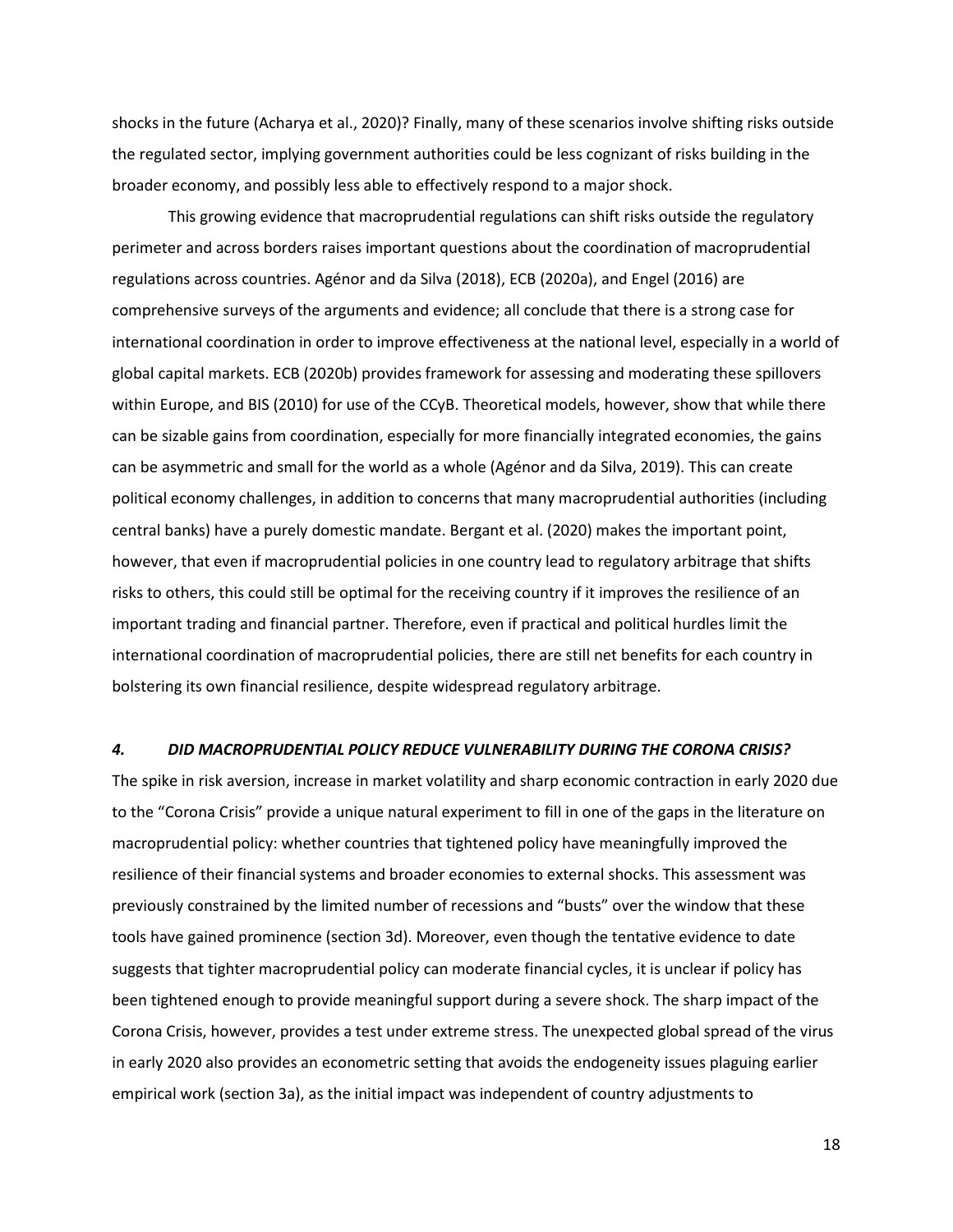shocks in the future (Acharya et al., 2020)? Finally, many of these scenarios involve shifting risks outside the regulated sector, implying government authorities could be less cognizant of risks building in the broader economy, and possibly less able to effectively respond to a major shock.

This growing evidence that macroprudential regulations can shift risks outside the regulatory perimeter and across borders raises important questions about the coordination of macroprudential regulations across countries. Agénor and da Silva (2018), ECB (2020a), and Engel (2016) are comprehensive surveys of the arguments and evidence; all conclude that there is a strong case for international coordination in order to improve effectiveness at the national level, especially in a world of global capital markets. ECB (2020b) provides framework for assessing and moderating these spillovers within Europe, and BIS (2010) for use of the CCyB. Theoretical models, however, show that while there can be sizable gains from coordination, especially for more financially integrated economies, the gains can be asymmetric and small for the world as a whole (Agénor and da Silva, 2019). This can create political economy challenges, in addition to concerns that many macroprudential authorities (including central banks) have a purely domestic mandate. Bergant et al. (2020) makes the important point, however, that even if macroprudential policies in one country lead to regulatory arbitrage that shifts risks to others, this could still be optimal for the receiving country if it improves the resilience of an important trading and financial partner. Therefore, even if practical and political hurdles limit the international coordination of macroprudential policies, there are still net benefits for each country in bolstering its own financial resilience, despite widespread regulatory arbitrage.

## *4. DID MACROPRUDENTIAL POLICY REDUCE VULNERABILITY DURING THE CORONA CRISIS?*

The spike in risk aversion, increase in market volatility and sharp economic contraction in early 2020 due to the "Corona Crisis" provide a unique natural experiment to fill in one of the gaps in the literature on macroprudential policy: whether countries that tightened policy have meaningfully improved the resilience of their financial systems and broader economies to external shocks. This assessment was previously constrained by the limited number of recessions and "busts" over the window that these tools have gained prominence (section 3d). Moreover, even though the tentative evidence to date suggests that tighter macroprudential policy can moderate financial cycles, it is unclear if policy has been tightened enough to provide meaningful support during a severe shock. The sharp impact of the Corona Crisis, however, provides a test under extreme stress. The unexpected global spread of the virus in early 2020 also provides an econometric setting that avoids the endogeneity issues plaguing earlier empirical work (section 3a), as the initial impact was independent of country adjustments to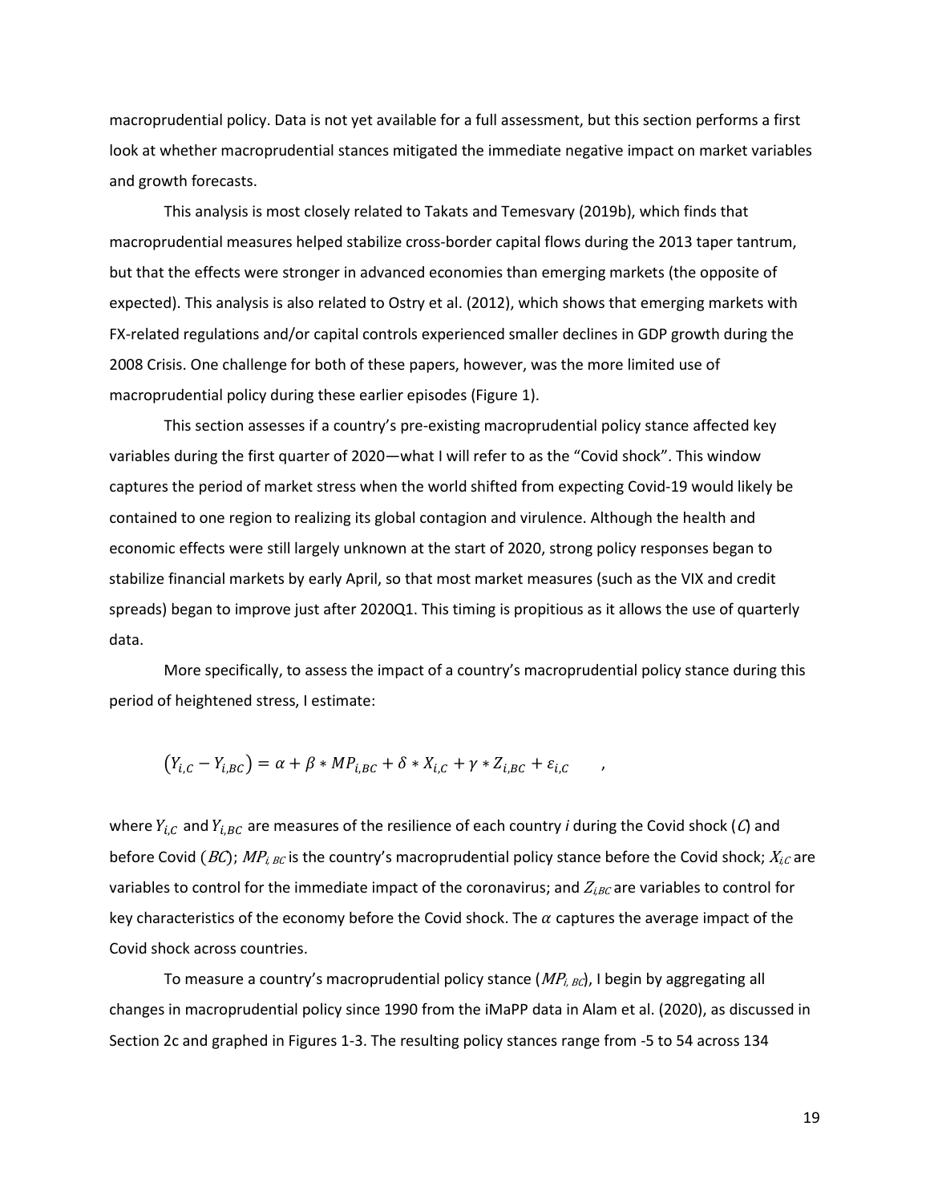macroprudential policy. Data is not yet available for a full assessment, but this section performs a first look at whether macroprudential stances mitigated the immediate negative impact on market variables and growth forecasts.

This analysis is most closely related to Takats and Temesvary (2019b), which finds that macroprudential measures helped stabilize cross-border capital flows during the 2013 taper tantrum, but that the effects were stronger in advanced economies than emerging markets (the opposite of expected). This analysis is also related to Ostry et al. (2012), which shows that emerging markets with FX-related regulations and/or capital controls experienced smaller declines in GDP growth during the 2008 Crisis. One challenge for both of these papers, however, was the more limited use of macroprudential policy during these earlier episodes (Figure 1).

This section assesses if a country's pre-existing macroprudential policy stance affected key variables during the first quarter of 2020—what I will refer to as the "Covid shock". This window captures the period of market stress when the world shifted from expecting Covid-19 would likely be contained to one region to realizing its global contagion and virulence. Although the health and economic effects were still largely unknown at the start of 2020, strong policy responses began to stabilize financial markets by early April, so that most market measures (such as the VIX and credit spreads) began to improve just after 2020Q1. This timing is propitious as it allows the use of quarterly data.

More specifically, to assess the impact of a country's macroprudential policy stance during this period of heightened stress, I estimate:

$$\left(Y_{i,C} - Y_{i,BC}\right) = \alpha + \beta * MP_{i,BC} + \delta * X_{i,C} + \gamma * Z_{i,BC} + \varepsilon_{i,C} \quad ,$$

where $Y_{i,C}$ and $Y_{i,BC}$ are measures of the resilience of each country *i* during the Covid shock ($C$) and before Covid ($BC$); $MP_{i,BC}$ is the country's macroprudential policy stance before the Covid shock; $X_{i,C}$ are variables to control for the immediate impact of the coronavirus; and $Z_{i,BC}$ are variables to control for key characteristics of the economy before the Covid shock. The $\alpha$ captures the average impact of the Covid shock across countries.

To measure a country's macroprudential policy stance ($MP_{i,BC}$), I begin by aggregating all changes in macroprudential policy since 1990 from the iMaPP data in Alam et al. (2020), as discussed in Section 2c and graphed in Figures 1-3. The resulting policy stances range from -5 to 54 across 134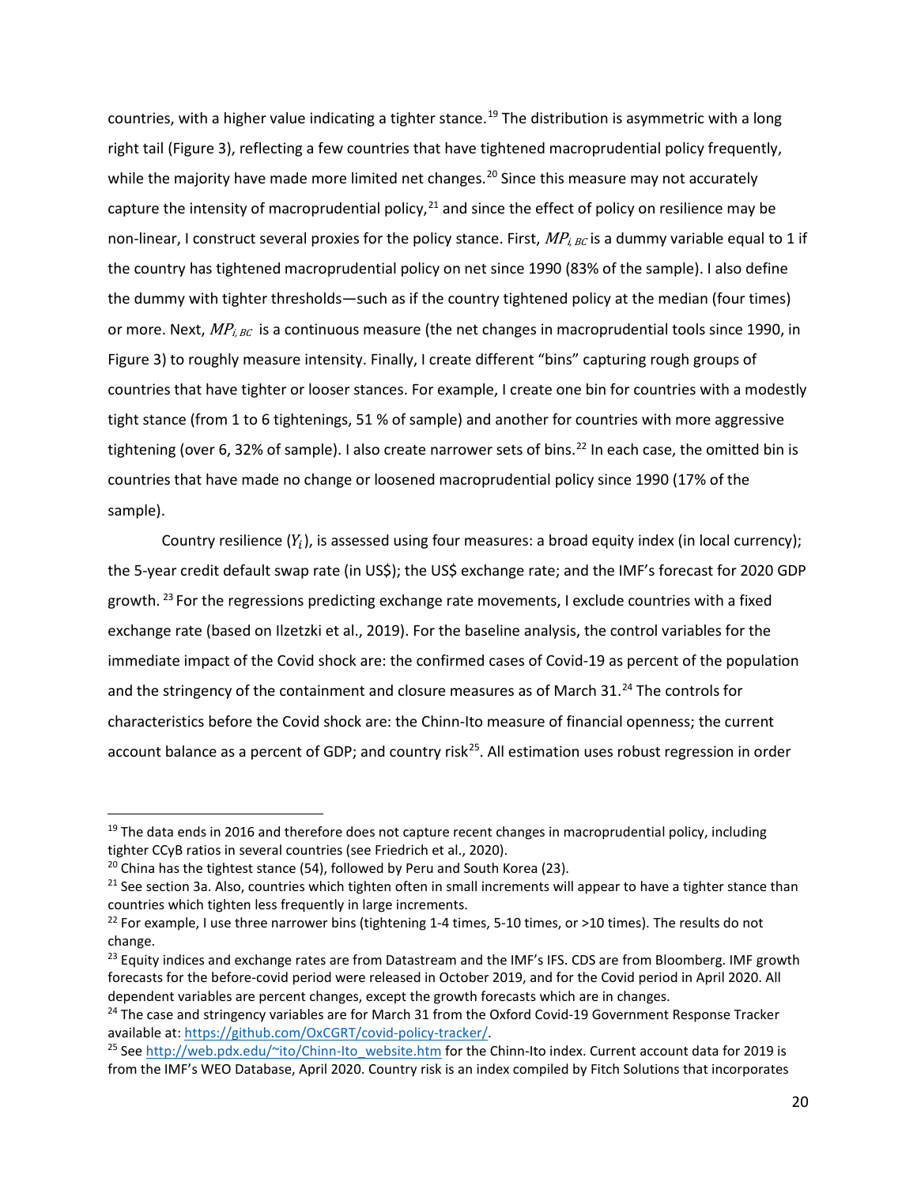countries, with a higher value indicating a tighter stance.[19] The distribution is asymmetric with a long right tail (Figure 3), reflecting a few countries that have tightened macroprudential policy frequently, while the majority have made more limited net changes.[20] Since this measure may not accurately capture the intensity of macroprudential policy,[21] and since the effect of policy on resilience may be non-linear, I construct several proxies for the policy stance. First, $MP_{i,BC}$ is a dummy variable equal to 1 if the country has tightened macroprudential policy on net since 1990 (83% of the sample). I also define the dummy with tighter thresholds—such as if the country tightened policy at the median (four times) or more. Next, $MP_{i,BC}$ is a continuous measure (the net changes in macroprudential tools since 1990, in Figure 3) to roughly measure intensity. Finally, I create different "bins" capturing rough groups of countries that have tighter or looser stances. For example, I create one bin for countries with a modestly tight stance (from 1 to 6 tightenings, 51 % of sample) and another for countries with more aggressive tightening (over 6, 32% of sample). I also create narrower sets of bins.[22] In each case, the omitted bin is countries that have made no change or loosened macroprudential policy since 1990 (17% of the sample).

Country resilience ($Y_i$), is assessed using four measures: a broad equity index (in local currency); the 5-year credit default swap rate (in US$); the US$ exchange rate; and the IMF's forecast for 2020 GDP growth.[23] For the regressions predicting exchange rate movements, I exclude countries with a fixed exchange rate (based on Ilzetzki et al., 2019). For the baseline analysis, the control variables for the immediate impact of the Covid shock are: the confirmed cases of Covid-19 as percent of the population and the stringency of the containment and closure measures as of March 31.[24] The controls for characteristics before the Covid shock are: the Chinn-Ito measure of financial openness; the current account balance as a percent of GDP; and country risk[25]. All estimation uses robust regression in order

---

[19] The data ends in 2016 and therefore does not capture recent changes in macroprudential policy, including tighter CCyB ratios in several countries (see Friedrich et al., 2020).

[20] China has the tightest stance (54), followed by Peru and South Korea (23).

[21] See section 3a. Also, countries which tighten often in small increments will appear to have a tighter stance than countries which tighten less frequently in large increments.

[22] For example, I use three narrower bins (tightening 1-4 times, 5-10 times, or >10 times). The results do not change.

[23] Equity indices and exchange rates are from Datastream and the IMF's IFS. CDS are from Bloomberg. IMF growth forecasts for the before-covid period were released in October 2019, and for the Covid period in April 2020. All dependent variables are percent changes, except the growth forecasts which are in changes.

[24] The case and stringency variables are for March 31 from the Oxford Covid-19 Government Response Tracker available at: https://github.com/OxCGRT/covid-policy-tracker/.

[25] See http://web.pdx.edu/~ito/Chinn-Ito_website.htm for the Chinn-Ito index. Current account data for 2019 is from the IMF's WEO Database, April 2020. Country risk is an index compiled by Fitch Solutions that incorporates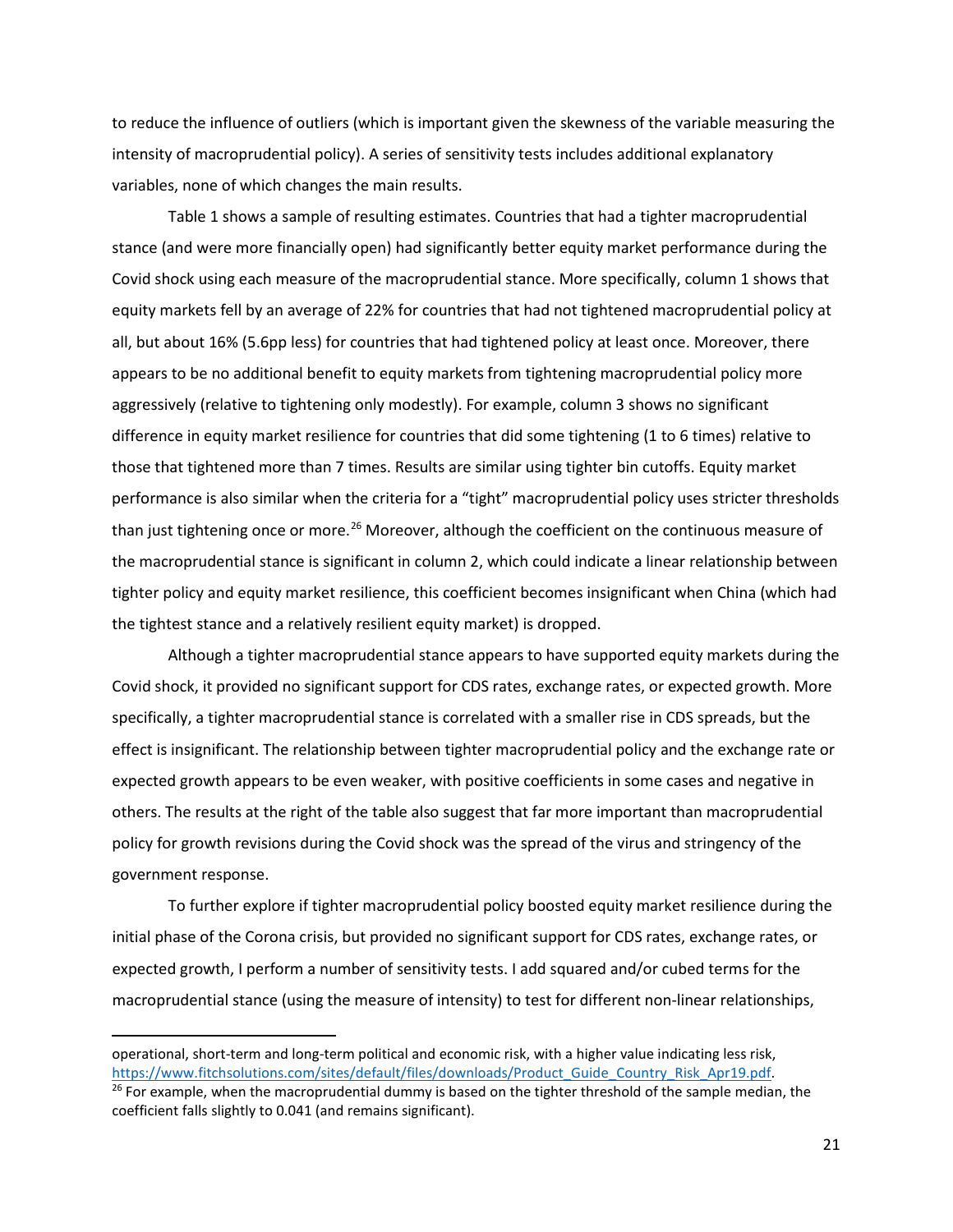to reduce the influence of outliers (which is important given the skewness of the variable measuring the intensity of macroprudential policy). A series of sensitivity tests includes additional explanatory variables, none of which changes the main results.

Table 1 shows a sample of resulting estimates. Countries that had a tighter macroprudential stance (and were more financially open) had significantly better equity market performance during the Covid shock using each measure of the macroprudential stance. More specifically, column 1 shows that equity markets fell by an average of 22% for countries that had not tightened macroprudential policy at all, but about 16% (5.6pp less) for countries that had tightened policy at least once. Moreover, there appears to be no additional benefit to equity markets from tightening macroprudential policy more aggressively (relative to tightening only modestly). For example, column 3 shows no significant difference in equity market resilience for countries that did some tightening (1 to 6 times) relative to those that tightened more than 7 times. Results are similar using tighter bin cutoffs. Equity market performance is also similar when the criteria for a "tight" macroprudential policy uses stricter thresholds than just tightening once or more.[26] Moreover, although the coefficient on the continuous measure of the macroprudential stance is significant in column 2, which could indicate a linear relationship between tighter policy and equity market resilience, this coefficient becomes insignificant when China (which had the tightest stance and a relatively resilient equity market) is dropped.

Although a tighter macroprudential stance appears to have supported equity markets during the Covid shock, it provided no significant support for CDS rates, exchange rates, or expected growth. More specifically, a tighter macroprudential stance is correlated with a smaller rise in CDS spreads, but the effect is insignificant. The relationship between tighter macroprudential policy and the exchange rate or expected growth appears to be even weaker, with positive coefficients in some cases and negative in others. The results at the right of the table also suggest that far more important than macroprudential policy for growth revisions during the Covid shock was the spread of the virus and stringency of the government response.

To further explore if tighter macroprudential policy boosted equity market resilience during the initial phase of the Corona crisis, but provided no significant support for CDS rates, exchange rates, or expected growth, I perform a number of sensitivity tests. I add squared and/or cubed terms for the macroprudential stance (using the measure of intensity) to test for different non-linear relationships,

---

operational, short-term and long-term political and economic risk, with a higher value indicating less risk, https://www.fitchsolutions.com/sites/default/files/downloads/Product_Guide_Country_Risk_Apr19.pdf.

[26] For example, when the macroprudential dummy is based on the tighter threshold of the sample median, the coefficient falls slightly to 0.041 (and remains significant).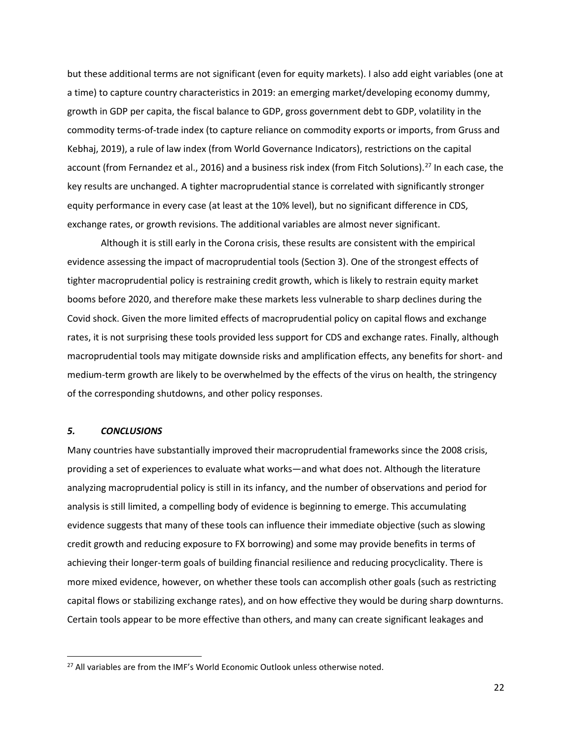but these additional terms are not significant (even for equity markets). I also add eight variables (one at a time) to capture country characteristics in 2019: an emerging market/developing economy dummy, growth in GDP per capita, the fiscal balance to GDP, gross government debt to GDP, volatility in the commodity terms-of-trade index (to capture reliance on commodity exports or imports, from Gruss and Kebhaj, 2019), a rule of law index (from World Governance Indicators), restrictions on the capital account (from Fernandez et al., 2016) and a business risk index (from Fitch Solutions).[27] In each case, the key results are unchanged. A tighter macroprudential stance is correlated with significantly stronger equity performance in every case (at least at the 10% level), but no significant difference in CDS, exchange rates, or growth revisions. The additional variables are almost never significant.

Although it is still early in the Corona crisis, these results are consistent with the empirical evidence assessing the impact of macroprudential tools (Section 3). One of the strongest effects of tighter macroprudential policy is restraining credit growth, which is likely to restrain equity market booms before 2020, and therefore make these markets less vulnerable to sharp declines during the Covid shock. Given the more limited effects of macroprudential policy on capital flows and exchange rates, it is not surprising these tools provided less support for CDS and exchange rates. Finally, although macroprudential tools may mitigate downside risks and amplification effects, any benefits for short- and medium-term growth are likely to be overwhelmed by the effects of the virus on health, the stringency of the corresponding shutdowns, and other policy responses.

## *5. CONCLUSIONS*

Many countries have substantially improved their macroprudential frameworks since the 2008 crisis, providing a set of experiences to evaluate what works—and what does not. Although the literature analyzing macroprudential policy is still in its infancy, and the number of observations and period for analysis is still limited, a compelling body of evidence is beginning to emerge. This accumulating evidence suggests that many of these tools can influence their immediate objective (such as slowing credit growth and reducing exposure to FX borrowing) and some may provide benefits in terms of achieving their longer-term goals of building financial resilience and reducing procyclicality. There is more mixed evidence, however, on whether these tools can accomplish other goals (such as restricting capital flows or stabilizing exchange rates), and on how effective they would be during sharp downturns. Certain tools appear to be more effective than others, and many can create significant leakages and

[27] All variables are from the IMF's World Economic Outlook unless otherwise noted.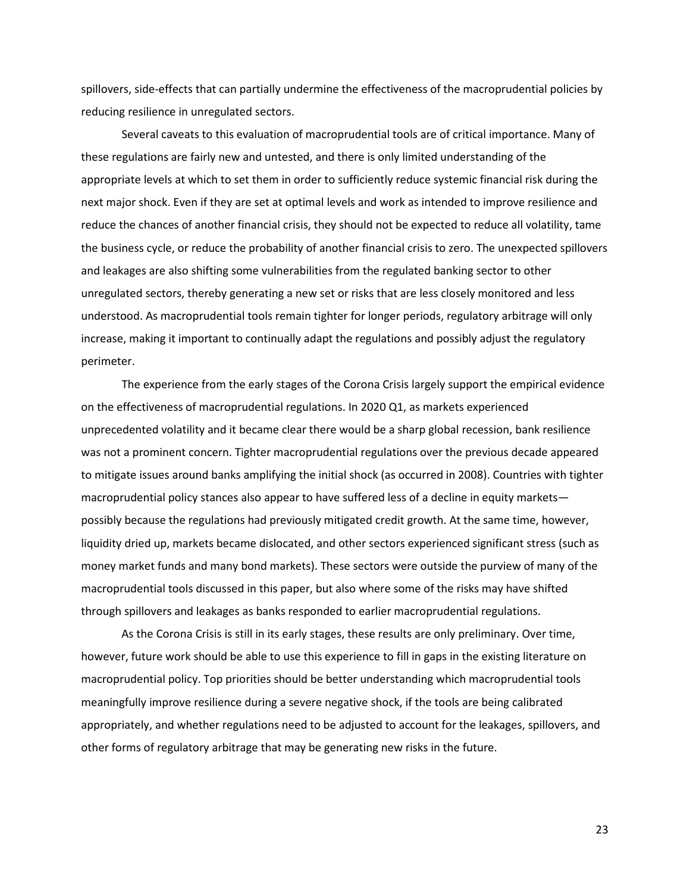spillovers, side-effects that can partially undermine the effectiveness of the macroprudential policies by reducing resilience in unregulated sectors.

Several caveats to this evaluation of macroprudential tools are of critical importance. Many of these regulations are fairly new and untested, and there is only limited understanding of the appropriate levels at which to set them in order to sufficiently reduce systemic financial risk during the next major shock. Even if they are set at optimal levels and work as intended to improve resilience and reduce the chances of another financial crisis, they should not be expected to reduce all volatility, tame the business cycle, or reduce the probability of another financial crisis to zero. The unexpected spillovers and leakages are also shifting some vulnerabilities from the regulated banking sector to other unregulated sectors, thereby generating a new set or risks that are less closely monitored and less understood. As macroprudential tools remain tighter for longer periods, regulatory arbitrage will only increase, making it important to continually adapt the regulations and possibly adjust the regulatory perimeter.

The experience from the early stages of the Corona Crisis largely support the empirical evidence on the effectiveness of macroprudential regulations. In 2020 Q1, as markets experienced unprecedented volatility and it became clear there would be a sharp global recession, bank resilience was not a prominent concern. Tighter macroprudential regulations over the previous decade appeared to mitigate issues around banks amplifying the initial shock (as occurred in 2008). Countries with tighter macroprudential policy stances also appear to have suffered less of a decline in equity markets—possibly because the regulations had previously mitigated credit growth. At the same time, however, liquidity dried up, markets became dislocated, and other sectors experienced significant stress (such as money market funds and many bond markets). These sectors were outside the purview of many of the macroprudential tools discussed in this paper, but also where some of the risks may have shifted through spillovers and leakages as banks responded to earlier macroprudential regulations.

As the Corona Crisis is still in its early stages, these results are only preliminary. Over time, however, future work should be able to use this experience to fill in gaps in the existing literature on macroprudential policy. Top priorities should be better understanding which macroprudential tools meaningfully improve resilience during a severe negative shock, if the tools are being calibrated appropriately, and whether regulations need to be adjusted to account for the leakages, spillovers, and other forms of regulatory arbitrage that may be generating new risks in the future.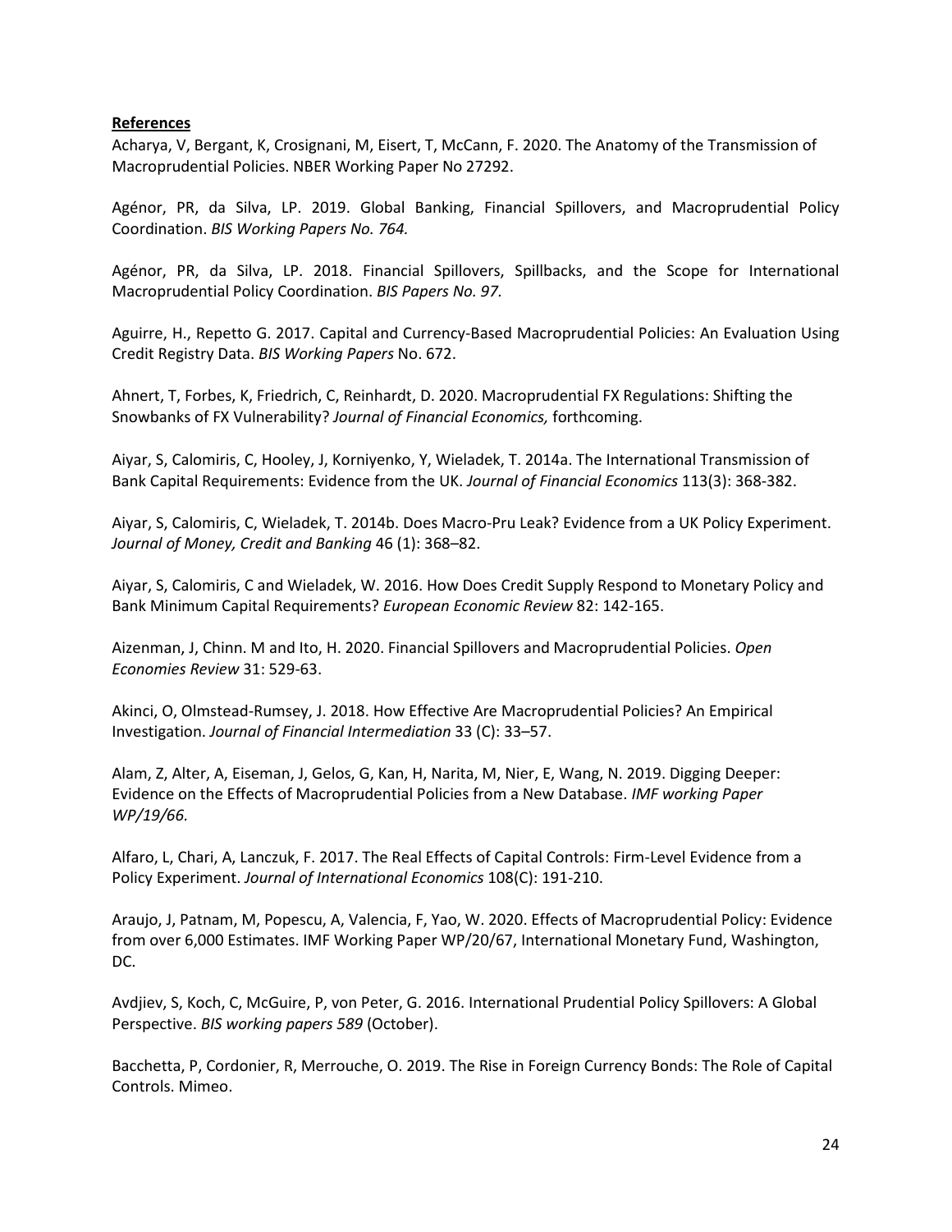**References**

Acharya, V, Bergant, K, Crosignani, M, Eisert, T, McCann, F. 2020. The Anatomy of the Transmission of Macroprudential Policies. NBER Working Paper No 27292.

Agénor, PR, da Silva, LP. 2019. Global Banking, Financial Spillovers, and Macroprudential Policy Coordination. *BIS Working Papers No. 764.*

Agénor, PR, da Silva, LP. 2018. Financial Spillovers, Spillbacks, and the Scope for International Macroprudential Policy Coordination. *BIS Papers No. 97.*

Aguirre, H., Repetto G. 2017. Capital and Currency-Based Macroprudential Policies: An Evaluation Using Credit Registry Data. *BIS Working Papers* No. 672.

Ahnert, T, Forbes, K, Friedrich, C, Reinhardt, D. 2020. Macroprudential FX Regulations: Shifting the Snowbanks of FX Vulnerability? *Journal of Financial Economics,* forthcoming.

Aiyar, S, Calomiris, C, Hooley, J, Korniyenko, Y, Wieladek, T. 2014a. The International Transmission of Bank Capital Requirements: Evidence from the UK. *Journal of Financial Economics* 113(3): 368-382.

Aiyar, S, Calomiris, C, Wieladek, T. 2014b. Does Macro-Pru Leak? Evidence from a UK Policy Experiment. *Journal of Money, Credit and Banking* 46 (1): 368–82.

Aiyar, S, Calomiris, C and Wieladek, W. 2016. How Does Credit Supply Respond to Monetary Policy and Bank Minimum Capital Requirements? *European Economic Review* 82: 142-165.

Aizenman, J, Chinn. M and Ito, H. 2020. Financial Spillovers and Macroprudential Policies. *Open Economies Review* 31: 529-63.

Akinci, O, Olmstead-Rumsey, J. 2018. How Effective Are Macroprudential Policies? An Empirical Investigation. *Journal of Financial Intermediation* 33 (C): 33–57.

Alam, Z, Alter, A, Eiseman, J, Gelos, G, Kan, H, Narita, M, Nier, E, Wang, N. 2019. Digging Deeper: Evidence on the Effects of Macroprudential Policies from a New Database. *IMF working Paper WP/19/66.*

Alfaro, L, Chari, A, Lanczuk, F. 2017. The Real Effects of Capital Controls: Firm-Level Evidence from a Policy Experiment. *Journal of International Economics* 108(C): 191-210.

Araujo, J, Patnam, M, Popescu, A, Valencia, F, Yao, W. 2020. Effects of Macroprudential Policy: Evidence from over 6,000 Estimates. IMF Working Paper WP/20/67, International Monetary Fund, Washington, DC.

Avdjiev, S, Koch, C, McGuire, P, von Peter, G. 2016. International Prudential Policy Spillovers: A Global Perspective. *BIS working papers 589* (October).

Bacchetta, P, Cordonier, R, Merrouche, O. 2019. The Rise in Foreign Currency Bonds: The Role of Capital Controls. Mimeo.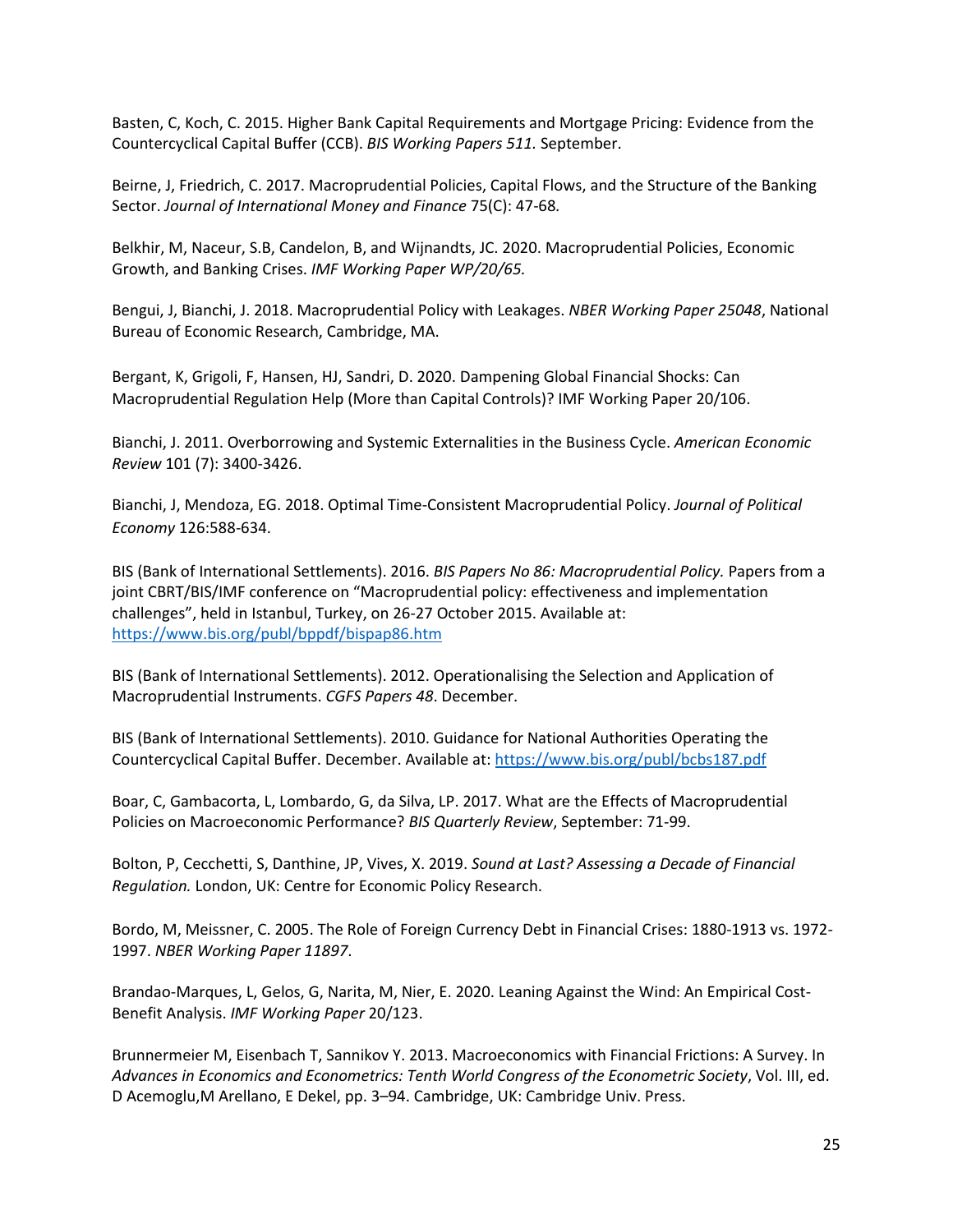Basten, C, Koch, C. 2015. Higher Bank Capital Requirements and Mortgage Pricing: Evidence from the Countercyclical Capital Buffer (CCB). *BIS Working Papers 511.* September.

Beirne, J, Friedrich, C. 2017. Macroprudential Policies, Capital Flows, and the Structure of the Banking Sector. *Journal of International Money and Finance* 75(C): 47-68*.*

Belkhir, M, Naceur, S.B, Candelon, B, and Wijnandts, JC. 2020. Macroprudential Policies, Economic Growth, and Banking Crises. *IMF Working Paper WP/20/65.*

Bengui, J, Bianchi, J. 2018. Macroprudential Policy with Leakages. *NBER Working Paper 25048*, National Bureau of Economic Research, Cambridge, MA.

Bergant, K, Grigoli, F, Hansen, HJ, Sandri, D. 2020. Dampening Global Financial Shocks: Can Macroprudential Regulation Help (More than Capital Controls)? IMF Working Paper 20/106.

Bianchi, J. 2011. Overborrowing and Systemic Externalities in the Business Cycle. *American Economic Review* 101 (7): 3400-3426.

Bianchi, J, Mendoza, EG. 2018. Optimal Time-Consistent Macroprudential Policy. *Journal of Political Economy* 126:588-634.

BIS (Bank of International Settlements). 2016. *BIS Papers No 86: Macroprudential Policy.* Papers from a joint CBRT/BIS/IMF conference on "Macroprudential policy: effectiveness and implementation challenges", held in Istanbul, Turkey, on 26-27 October 2015. Available at: https://www.bis.org/publ/bppdf/bispap86.htm

BIS (Bank of International Settlements). 2012. Operationalising the Selection and Application of Macroprudential Instruments. *CGFS Papers 48*. December.

BIS (Bank of International Settlements). 2010. Guidance for National Authorities Operating the Countercyclical Capital Buffer. December. Available at: https://www.bis.org/publ/bcbs187.pdf

Boar, C, Gambacorta, L, Lombardo, G, da Silva, LP. 2017. What are the Effects of Macroprudential Policies on Macroeconomic Performance? *BIS Quarterly Review*, September: 71-99.

Bolton, P, Cecchetti, S, Danthine, JP, Vives, X. 2019. *Sound at Last? Assessing a Decade of Financial Regulation.* London, UK: Centre for Economic Policy Research.

Bordo, M, Meissner, C. 2005. The Role of Foreign Currency Debt in Financial Crises: 1880-1913 vs. 1972-1997. *NBER Working Paper 11897*.

Brandao-Marques, L, Gelos, G, Narita, M, Nier, E. 2020. Leaning Against the Wind: An Empirical Cost-Benefit Analysis. *IMF Working Paper* 20/123.

Brunnermeier M, Eisenbach T, Sannikov Y. 2013. Macroeconomics with Financial Frictions: A Survey. In *Advances in Economics and Econometrics: Tenth World Congress of the Econometric Society*, Vol. III, ed. D Acemoglu,M Arellano, E Dekel, pp. 3–94. Cambridge, UK: Cambridge Univ. Press.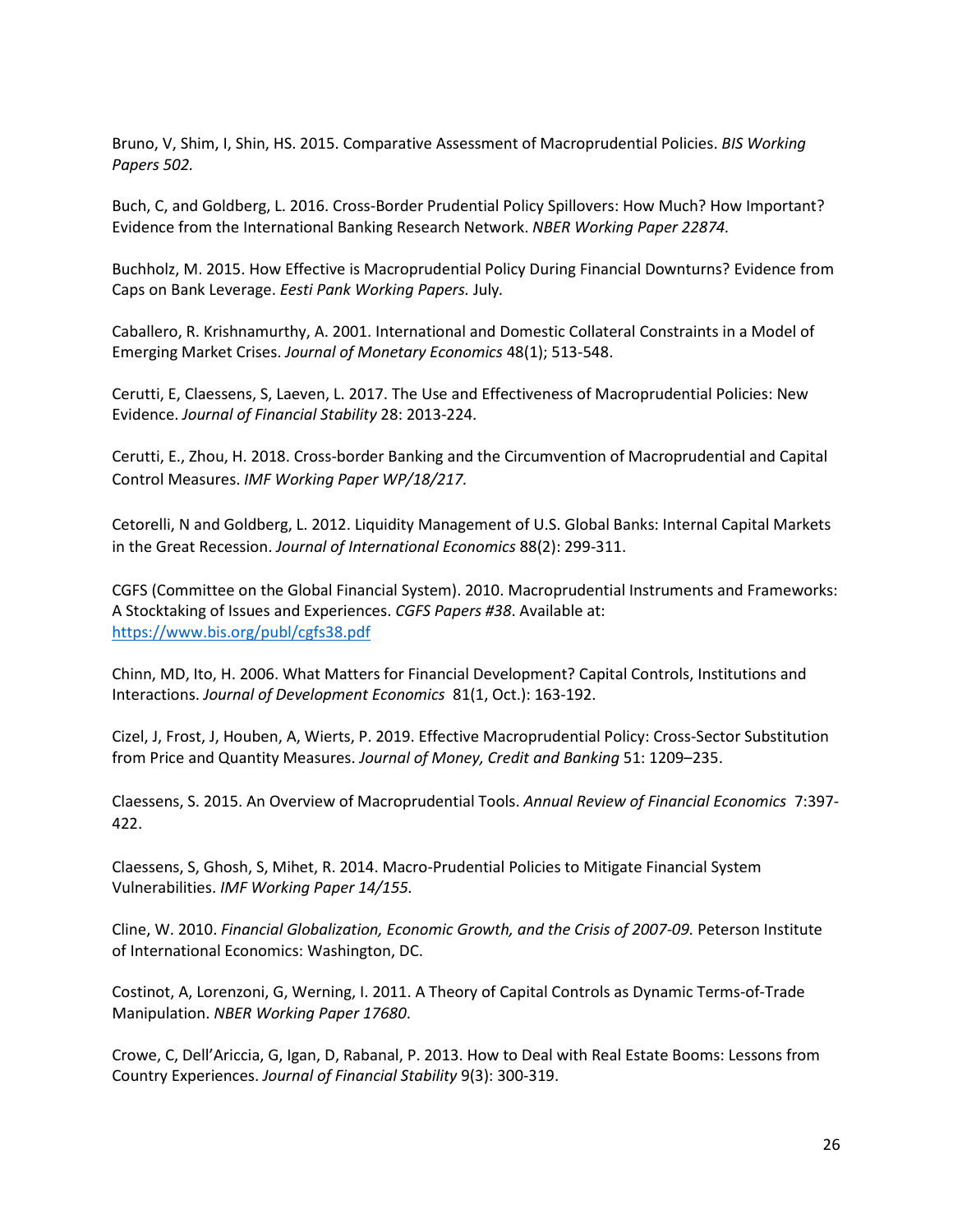Bruno, V, Shim, I, Shin, HS. 2015. Comparative Assessment of Macroprudential Policies. *BIS Working Papers 502.*

Buch, C, and Goldberg, L. 2016. Cross-Border Prudential Policy Spillovers: How Much? How Important? Evidence from the International Banking Research Network. *NBER Working Paper 22874.*

Buchholz, M. 2015. How Effective is Macroprudential Policy During Financial Downturns? Evidence from Caps on Bank Leverage. *Eesti Pank Working Papers.* July.

Caballero, R. Krishnamurthy, A. 2001. International and Domestic Collateral Constraints in a Model of Emerging Market Crises. *Journal of Monetary Economics* 48(1); 513-548.

Cerutti, E, Claessens, S, Laeven, L. 2017. The Use and Effectiveness of Macroprudential Policies: New Evidence. *Journal of Financial Stability* 28: 2013-224.

Cerutti, E., Zhou, H. 2018. Cross-border Banking and the Circumvention of Macroprudential and Capital Control Measures. *IMF Working Paper WP/18/217.*

Cetorelli, N and Goldberg, L. 2012. Liquidity Management of U.S. Global Banks: Internal Capital Markets in the Great Recession. *Journal of International Economics* 88(2): 299-311.

CGFS (Committee on the Global Financial System). 2010. Macroprudential Instruments and Frameworks: A Stocktaking of Issues and Experiences. *CGFS Papers #38*. Available at: [https://www.bis.org/publ/cgfs38.pdf](https://www.bis.org/publ/cgfs38.pdf)

Chinn, MD, Ito, H. 2006. What Matters for Financial Development? Capital Controls, Institutions and Interactions. *Journal of Development Economics* 81(1, Oct.): 163-192.

Cizel, J, Frost, J, Houben, A, Wierts, P. 2019. Effective Macroprudential Policy: Cross-Sector Substitution from Price and Quantity Measures. *Journal of Money, Credit and Banking* 51: 1209–235.

Claessens, S. 2015. An Overview of Macroprudential Tools. *Annual Review of Financial Economics* 7:397-422.

Claessens, S, Ghosh, S, Mihet, R. 2014. Macro-Prudential Policies to Mitigate Financial System Vulnerabilities. *IMF Working Paper 14/155.*

Cline, W. 2010. *Financial Globalization, Economic Growth, and the Crisis of 2007-09.* Peterson Institute of International Economics: Washington, DC.

Costinot, A, Lorenzoni, G, Werning, I. 2011. A Theory of Capital Controls as Dynamic Terms-of-Trade Manipulation. *NBER Working Paper 17680*.

Crowe, C, Dell'Ariccia, G, Igan, D, Rabanal, P. 2013. How to Deal with Real Estate Booms: Lessons from Country Experiences. *Journal of Financial Stability* 9(3): 300-319.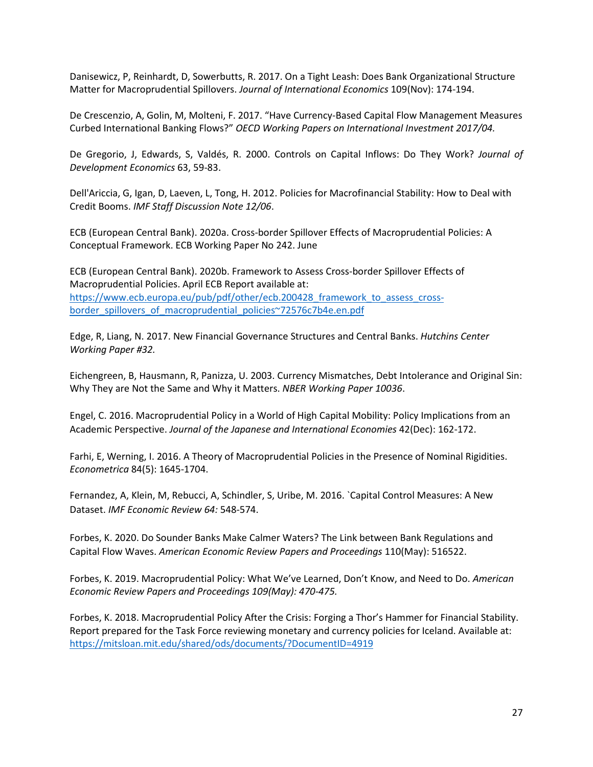Danisewicz, P, Reinhardt, D, Sowerbutts, R. 2017. On a Tight Leash: Does Bank Organizational Structure Matter for Macroprudential Spillovers. *Journal of International Economics* 109(Nov): 174-194.

De Crescenzio, A, Golin, M, Molteni, F. 2017. "Have Currency-Based Capital Flow Management Measures Curbed International Banking Flows?" *OECD Working Papers on International Investment 2017/04.*

De Gregorio, J, Edwards, S, Valdés, R. 2000. Controls on Capital Inflows: Do They Work? *Journal of Development Economics* 63, 59-83.

Dell'Ariccia, G, Igan, D, Laeven, L, Tong, H. 2012. Policies for Macrofinancial Stability: How to Deal with Credit Booms. *IMF Staff Discussion Note 12/06*.

ECB (European Central Bank). 2020a. Cross-border Spillover Effects of Macroprudential Policies: A Conceptual Framework. ECB Working Paper No 242. June

ECB (European Central Bank). 2020b. Framework to Assess Cross-border Spillover Effects of Macroprudential Policies. April ECB Report available at: https://www.ecb.europa.eu/pub/pdf/other/ecb.200428_framework_to_assess_cross-border_spillovers_of_macroprudential_policies~72576c7b4e.en.pdf

Edge, R, Liang, N. 2017. New Financial Governance Structures and Central Banks. *Hutchins Center Working Paper #32.*

Eichengreen, B, Hausmann, R, Panizza, U. 2003. Currency Mismatches, Debt Intolerance and Original Sin: Why They are Not the Same and Why it Matters. *NBER Working Paper 10036*.

Engel, C. 2016. Macroprudential Policy in a World of High Capital Mobility: Policy Implications from an Academic Perspective. *Journal of the Japanese and International Economies* 42(Dec): 162-172.

Farhi, E, Werning, I. 2016. A Theory of Macroprudential Policies in the Presence of Nominal Rigidities. *Econometrica* 84(5): 1645-1704.

Fernandez, A, Klein, M, Rebucci, A, Schindler, S, Uribe, M. 2016. `Capital Control Measures: A New Dataset. *IMF Economic Review 64:* 548-574.

Forbes, K. 2020. Do Sounder Banks Make Calmer Waters? The Link between Bank Regulations and Capital Flow Waves. *American Economic Review Papers and Proceedings* 110(May): 516522.

Forbes, K. 2019. Macroprudential Policy: What We've Learned, Don't Know, and Need to Do. *American Economic Review Papers and Proceedings 109(May): 470-475.*

Forbes, K. 2018. Macroprudential Policy After the Crisis: Forging a Thor's Hammer for Financial Stability. Report prepared for the Task Force reviewing monetary and currency policies for Iceland. Available at: https://mitsloan.mit.edu/shared/ods/documents/?DocumentID=4919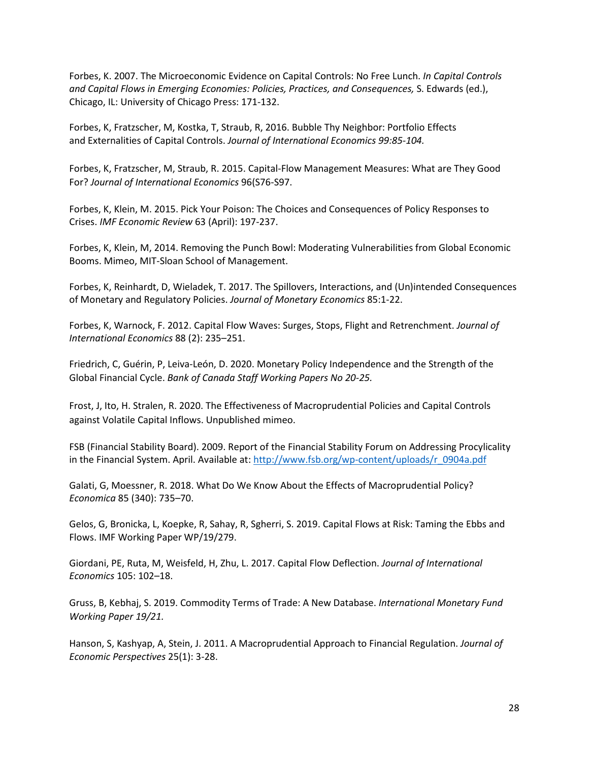Forbes, K. 2007. The Microeconomic Evidence on Capital Controls: No Free Lunch. *In Capital Controls and Capital Flows in Emerging Economies: Policies, Practices, and Consequences,* S. Edwards (ed.), Chicago, IL: University of Chicago Press: 171-132.

Forbes, K, Fratzscher, M, Kostka, T, Straub, R, 2016. Bubble Thy Neighbor: Portfolio Effects and Externalities of Capital Controls. *Journal of International Economics 99:85-104.*

Forbes, K, Fratzscher, M, Straub, R. 2015. Capital-Flow Management Measures: What are They Good For? *Journal of International Economics* 96(S76-S97.

Forbes, K, Klein, M. 2015. Pick Your Poison: The Choices and Consequences of Policy Responses to Crises. *IMF Economic Review* 63 (April): 197-237.

Forbes, K, Klein, M, 2014. Removing the Punch Bowl: Moderating Vulnerabilities from Global Economic Booms. Mimeo, MIT-Sloan School of Management.

Forbes, K, Reinhardt, D, Wieladek, T. 2017. The Spillovers, Interactions, and (Un)intended Consequences of Monetary and Regulatory Policies. *Journal of Monetary Economics* 85:1-22.

Forbes, K, Warnock, F. 2012. Capital Flow Waves: Surges, Stops, Flight and Retrenchment. *Journal of International Economics* 88 (2): 235–251.

Friedrich, C, Guérin, P, Leiva-León, D. 2020. Monetary Policy Independence and the Strength of the Global Financial Cycle. *Bank of Canada Staff Working Papers No 20-25.*

Frost, J, Ito, H. Stralen, R. 2020. The Effectiveness of Macroprudential Policies and Capital Controls against Volatile Capital Inflows. Unpublished mimeo.

FSB (Financial Stability Board). 2009. Report of the Financial Stability Forum on Addressing Procyclicality in the Financial System. April. Available at: http://www.fsb.org/wp-content/uploads/r_0904a.pdf

Galati, G, Moessner, R. 2018. What Do We Know About the Effects of Macroprudential Policy? *Economica* 85 (340): 735–70.

Gelos, G, Bronicka, L, Koepke, R, Sahay, R, Sgherri, S. 2019. Capital Flows at Risk: Taming the Ebbs and Flows. IMF Working Paper WP/19/279.

Giordani, PE, Ruta, M, Weisfeld, H, Zhu, L. 2017. Capital Flow Deflection. *Journal of International Economics* 105: 102–18.

Gruss, B, Kebhaj, S. 2019. Commodity Terms of Trade: A New Database. *International Monetary Fund Working Paper 19/21.*

Hanson, S, Kashyap, A, Stein, J. 2011. A Macroprudential Approach to Financial Regulation. *Journal of Economic Perspectives* 25(1): 3-28.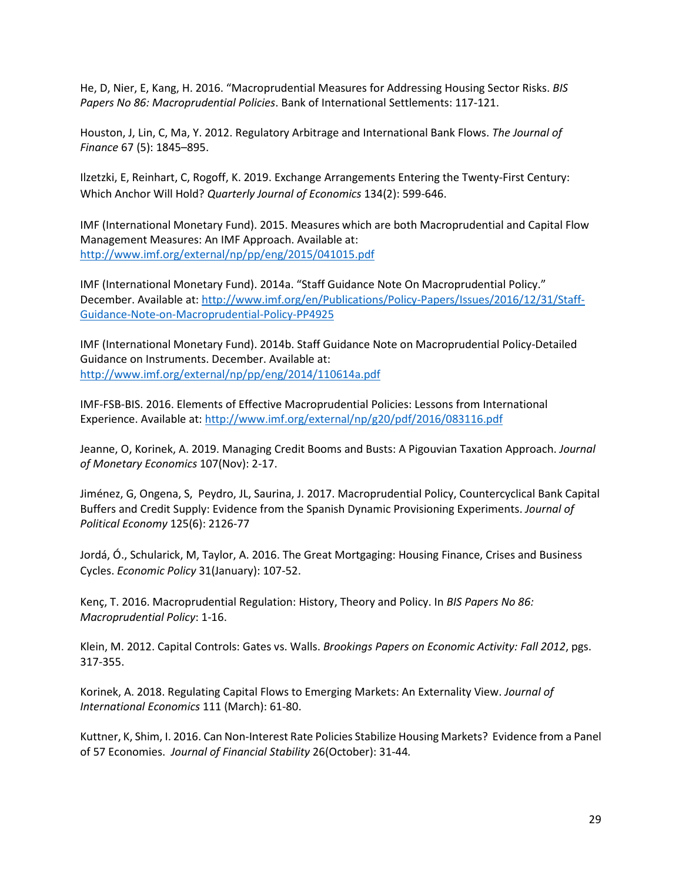He, D, Nier, E, Kang, H. 2016. "Macroprudential Measures for Addressing Housing Sector Risks. *BIS Papers No 86: Macroprudential Policies*. Bank of International Settlements: 117-121.

Houston, J, Lin, C, Ma, Y. 2012. Regulatory Arbitrage and International Bank Flows. *The Journal of Finance* 67 (5): 1845–895.

Ilzetzki, E, Reinhart, C, Rogoff, K. 2019. Exchange Arrangements Entering the Twenty-First Century: Which Anchor Will Hold? *Quarterly Journal of Economics* 134(2): 599-646.

IMF (International Monetary Fund). 2015. Measures which are both Macroprudential and Capital Flow Management Measures: An IMF Approach. Available at: http://www.imf.org/external/np/pp/eng/2015/041015.pdf

IMF (International Monetary Fund). 2014a. "Staff Guidance Note On Macroprudential Policy." December. Available at: http://www.imf.org/en/Publications/Policy-Papers/Issues/2016/12/31/Staff-Guidance-Note-on-Macroprudential-Policy-PP4925

IMF (International Monetary Fund). 2014b. Staff Guidance Note on Macroprudential Policy-Detailed Guidance on Instruments. December. Available at: http://www.imf.org/external/np/pp/eng/2014/110614a.pdf

IMF-FSB-BIS. 2016. Elements of Effective Macroprudential Policies: Lessons from International Experience. Available at: http://www.imf.org/external/np/g20/pdf/2016/083116.pdf

Jeanne, O, Korinek, A. 2019. Managing Credit Booms and Busts: A Pigouvian Taxation Approach. *Journal of Monetary Economics* 107(Nov): 2-17.

Jiménez, G, Ongena, S, Peydro, JL, Saurina, J. 2017. Macroprudential Policy, Countercyclical Bank Capital Buffers and Credit Supply: Evidence from the Spanish Dynamic Provisioning Experiments. *Journal of Political Economy* 125(6): 2126-77

Jordá, Ó., Schularick, M, Taylor, A. 2016. The Great Mortgaging: Housing Finance, Crises and Business Cycles. *Economic Policy* 31(January): 107-52.

Kenç, T. 2016. Macroprudential Regulation: History, Theory and Policy. In *BIS Papers No 86: Macroprudential Policy*: 1-16.

Klein, M. 2012. Capital Controls: Gates vs. Walls. *Brookings Papers on Economic Activity: Fall 2012*, pgs. 317-355.

Korinek, A. 2018. Regulating Capital Flows to Emerging Markets: An Externality View. *Journal of International Economics* 111 (March): 61-80.

Kuttner, K, Shim, I. 2016. Can Non-Interest Rate Policies Stabilize Housing Markets? Evidence from a Panel of 57 Economies. *Journal of Financial Stability* 26(October): 31-44.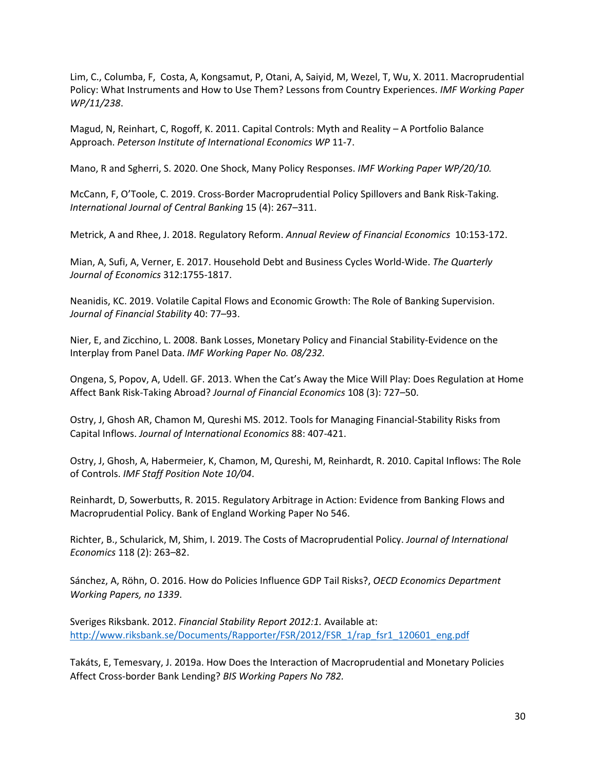Lim, C., Columba, F, Costa, A, Kongsamut, P, Otani, A, Saiyid, M, Wezel, T, Wu, X. 2011. Macroprudential Policy: What Instruments and How to Use Them? Lessons from Country Experiences. *IMF Working Paper WP/11/238*.

Magud, N, Reinhart, C, Rogoff, K. 2011. Capital Controls: Myth and Reality – A Portfolio Balance Approach. *Peterson Institute of International Economics WP* 11-7.

Mano, R and Sgherri, S. 2020. One Shock, Many Policy Responses. *IMF Working Paper WP/20/10.*

McCann, F, O'Toole, C. 2019. Cross-Border Macroprudential Policy Spillovers and Bank Risk-Taking. *International Journal of Central Banking* 15 (4): 267–311.

Metrick, A and Rhee, J. 2018. Regulatory Reform. *Annual Review of Financial Economics* 10:153-172.

Mian, A, Sufi, A, Verner, E. 2017. Household Debt and Business Cycles World-Wide. *The Quarterly Journal of Economics* 312:1755-1817.

Neanidis, KC. 2019. Volatile Capital Flows and Economic Growth: The Role of Banking Supervision. *Journal of Financial Stability* 40: 77–93.

Nier, E, and Zicchino, L. 2008. Bank Losses, Monetary Policy and Financial Stability-Evidence on the Interplay from Panel Data. *IMF Working Paper No. 08/232.*

Ongena, S, Popov, A, Udell. GF. 2013. When the Cat's Away the Mice Will Play: Does Regulation at Home Affect Bank Risk-Taking Abroad? *Journal of Financial Economics* 108 (3): 727–50.

Ostry, J, Ghosh AR, Chamon M, Qureshi MS. 2012. Tools for Managing Financial-Stability Risks from Capital Inflows. *Journal of International Economics* 88: 407-421.

Ostry, J, Ghosh, A, Habermeier, K, Chamon, M, Qureshi, M, Reinhardt, R. 2010. Capital Inflows: The Role of Controls. *IMF Staff Position Note 10/04*.

Reinhardt, D, Sowerbutts, R. 2015. Regulatory Arbitrage in Action: Evidence from Banking Flows and Macroprudential Policy. Bank of England Working Paper No 546.

Richter, B., Schularick, M, Shim, I. 2019. The Costs of Macroprudential Policy. *Journal of International Economics* 118 (2): 263–82.

Sánchez, A, Röhn, O. 2016. How do Policies Influence GDP Tail Risks?, *OECD Economics Department Working Papers, no 1339*.

Sveriges Riksbank. 2012. *Financial Stability Report 2012:1.* Available at: http://www.riksbank.se/Documents/Rapporter/FSR/2012/FSR_1/rap_fsr1_120601_eng.pdf

Takáts, E, Temesvary, J. 2019a. How Does the Interaction of Macroprudential and Monetary Policies Affect Cross-border Bank Lending? *BIS Working Papers No 782.*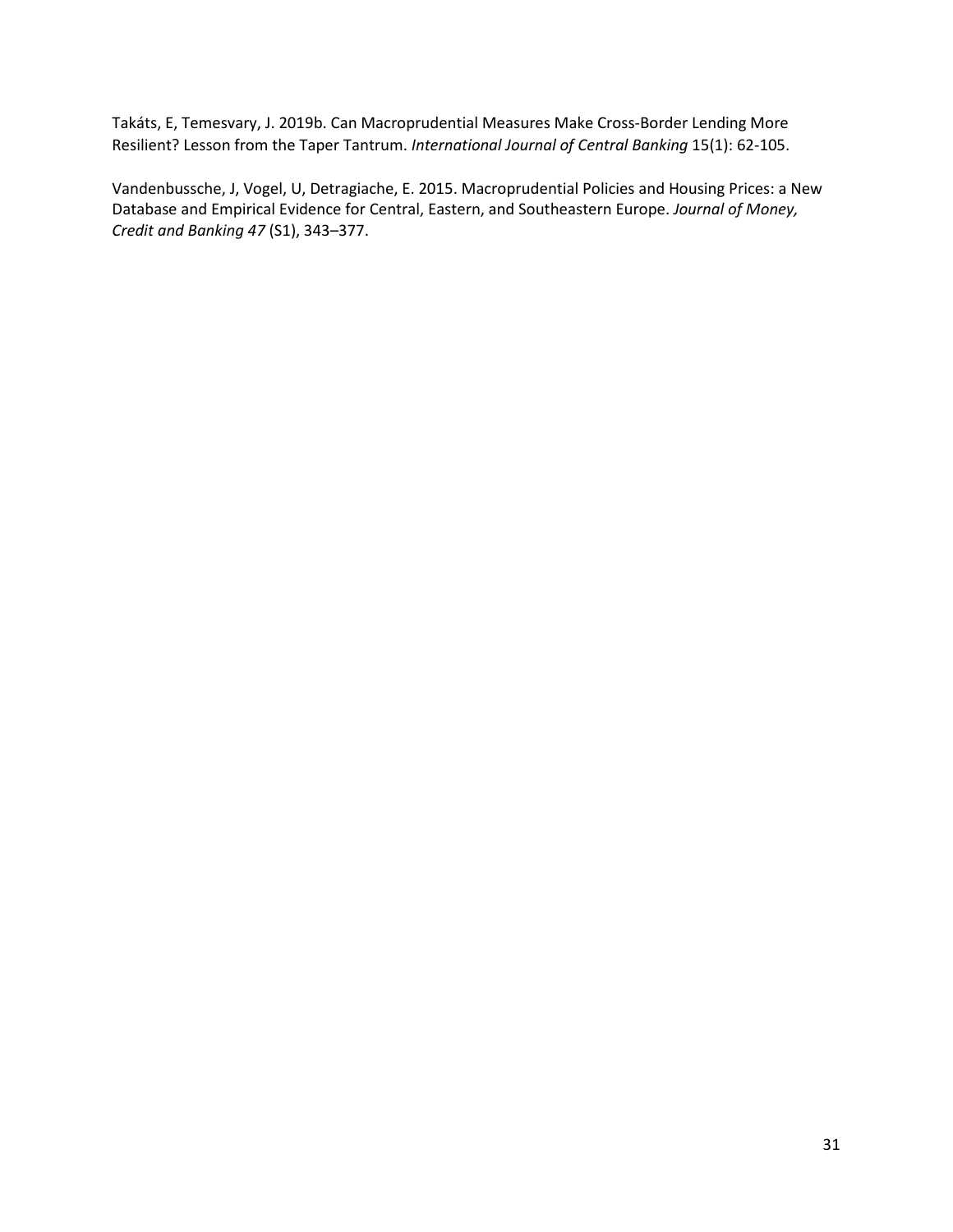Takáts, E, Temesvary, J. 2019b. Can Macroprudential Measures Make Cross-Border Lending More Resilient? Lesson from the Taper Tantrum. *International Journal of Central Banking* 15(1): 62-105.

Vandenbussche, J, Vogel, U, Detragiache, E. 2015. Macroprudential Policies and Housing Prices: a New Database and Empirical Evidence for Central, Eastern, and Southeastern Europe. *Journal of Money, Credit and Banking 47* (S1), 343–377.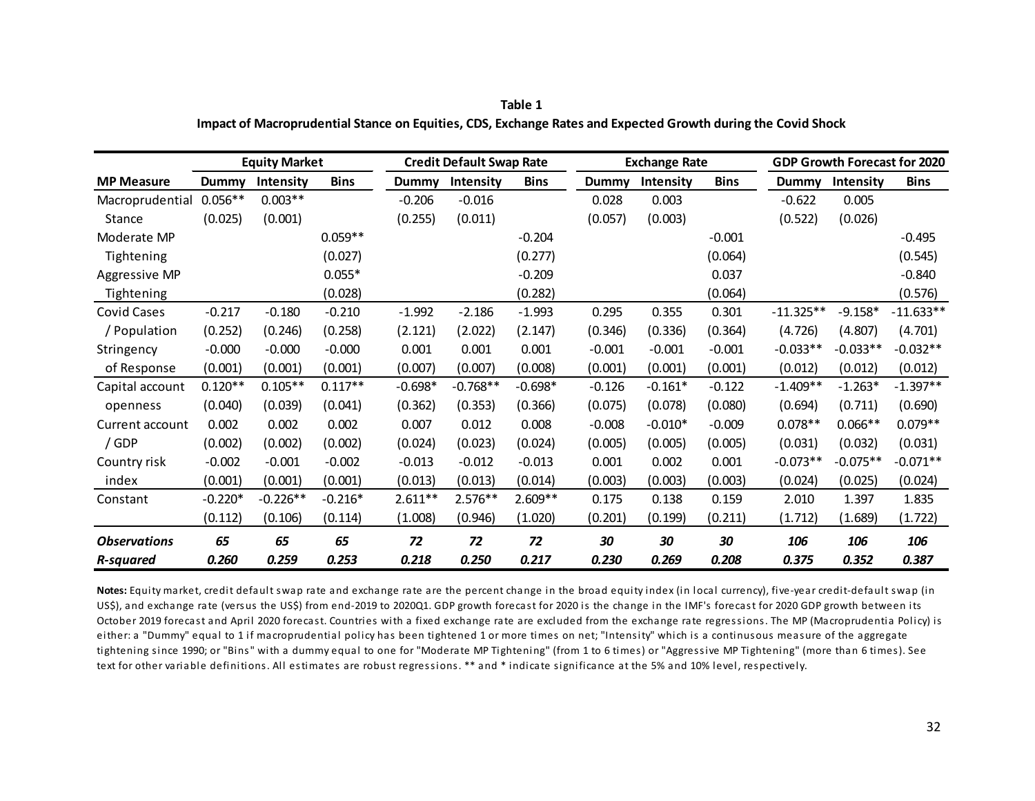**Table 1**

**Impact of Macroprudential Stance on Equities, CDS, Exchange Rates and Expected Growth during the Covid Shock**

| | Equity Market | | | Credit Default Swap Rate | | | Exchange Rate | | | GDP Growth Forecast for 2020 | | |
|---|---|---|---|---|---|---|---|---|---|---|---|---|
| **MP Measure** | **Dummy** | **Intensity** | **Bins** | **Dummy** | **Intensity** | **Bins** | **Dummy** | **Intensity** | **Bins** | **Dummy** | **Intensity** | **Bins** |
| Macroprudential | 0.056** | 0.003** | | -0.206 | -0.016 | | 0.028 | 0.003 | | -0.622 | 0.005 | |
| Stance | (0.025) | (0.001) | | (0.255) | (0.011) | | (0.057) | (0.003) | | (0.522) | (0.026) | |
| Moderate MP | | | 0.059** | | | -0.204 | | | -0.001 | | | -0.495 |
| Tightening | | | (0.027) | | | (0.277) | | | (0.064) | | | (0.545) |
| Aggressive MP | | | 0.055* | | | -0.209 | | | 0.037 | | | -0.840 |
| Tightening | | | (0.028) | | | (0.282) | | | (0.064) | | | (0.576) |
| Covid Cases | -0.217 | -0.180 | -0.210 | -1.992 | -2.186 | -1.993 | 0.295 | 0.355 | 0.301 | -11.325** | -9.158* | -11.633** |
| / Population | (0.252) | (0.246) | (0.258) | (2.121) | (2.022) | (2.147) | (0.346) | (0.336) | (0.364) | (4.726) | (4.807) | (4.701) |
| Stringency | -0.000 | -0.000 | -0.000 | 0.001 | 0.001 | 0.001 | -0.001 | -0.001 | -0.001 | -0.033** | -0.033** | -0.032** |
| of Response | (0.001) | (0.001) | (0.001) | (0.007) | (0.007) | (0.008) | (0.001) | (0.001) | (0.001) | (0.012) | (0.012) | (0.012) |
| Capital account | 0.120** | 0.105** | 0.117** | -0.698* | -0.768** | -0.698* | -0.126 | -0.161* | -0.122 | -1.409** | -1.263* | -1.397** |
| openness | (0.040) | (0.039) | (0.041) | (0.362) | (0.353) | (0.366) | (0.075) | (0.078) | (0.080) | (0.694) | (0.711) | (0.690) |
| Current account | 0.002 | 0.002 | 0.002 | 0.007 | 0.012 | 0.008 | -0.008 | -0.010* | -0.009 | 0.078** | 0.066** | 0.079** |
| / GDP | (0.002) | (0.002) | (0.002) | (0.024) | (0.023) | (0.024) | (0.005) | (0.005) | (0.005) | (0.031) | (0.032) | (0.031) |
| Country risk | -0.002 | -0.001 | -0.002 | -0.013 | -0.012 | -0.013 | 0.001 | 0.002 | 0.001 | -0.073** | -0.075** | -0.071** |
| index | (0.001) | (0.001) | (0.001) | (0.013) | (0.013) | (0.014) | (0.003) | (0.003) | (0.003) | (0.024) | (0.025) | (0.024) |
| Constant | -0.220* | -0.226** | -0.216* | 2.611** | 2.576** | 2.609** | 0.175 | 0.138 | 0.159 | 2.010 | 1.397 | 1.835 |
| | (0.112) | (0.106) | (0.114) | (1.008) | (0.946) | (1.020) | (0.201) | (0.199) | (0.211) | (1.712) | (1.689) | (1.722) |
| ***Observations*** | ***65*** | ***65*** | ***65*** | ***72*** | ***72*** | ***72*** | ***30*** | ***30*** | ***30*** | ***106*** | ***106*** | ***106*** |
| ***R-squared*** | ***0.260*** | ***0.259*** | ***0.253*** | ***0.218*** | ***0.250*** | ***0.217*** | ***0.230*** | ***0.269*** | ***0.208*** | ***0.375*** | ***0.352*** | ***0.387*** |

**Notes:** Equity market, credit default swap rate and exchange rate are the percent change in the broad equity index (in local currency), five-year credit-default swap (in US$), and exchange rate (versus the US$) from end-2019 to 2020Q1. GDP growth forecast for 2020 is the change in the IMF's forecast for 2020 GDP growth between its October 2019 forecast and April 2020 forecast. Countries with a fixed exchange rate are excluded from the exchange rate regressions. The MP (Macroprudentia Policy) is either: a "Dummy" equal to 1 if macroprudential policy has been tightened 1 or more times on net; "Intensity" which is a continusous measure of the aggregate tightening since 1990; or "Bins" with a dummy equal to one for "Moderate MP Tightening" (from 1 to 6 times) or "Aggressive MP Tightening" (more than 6 times). See text for other variable definitions. All estimates are robust regressions. ** and * indicate significance at the 5% and 10% level, respectively.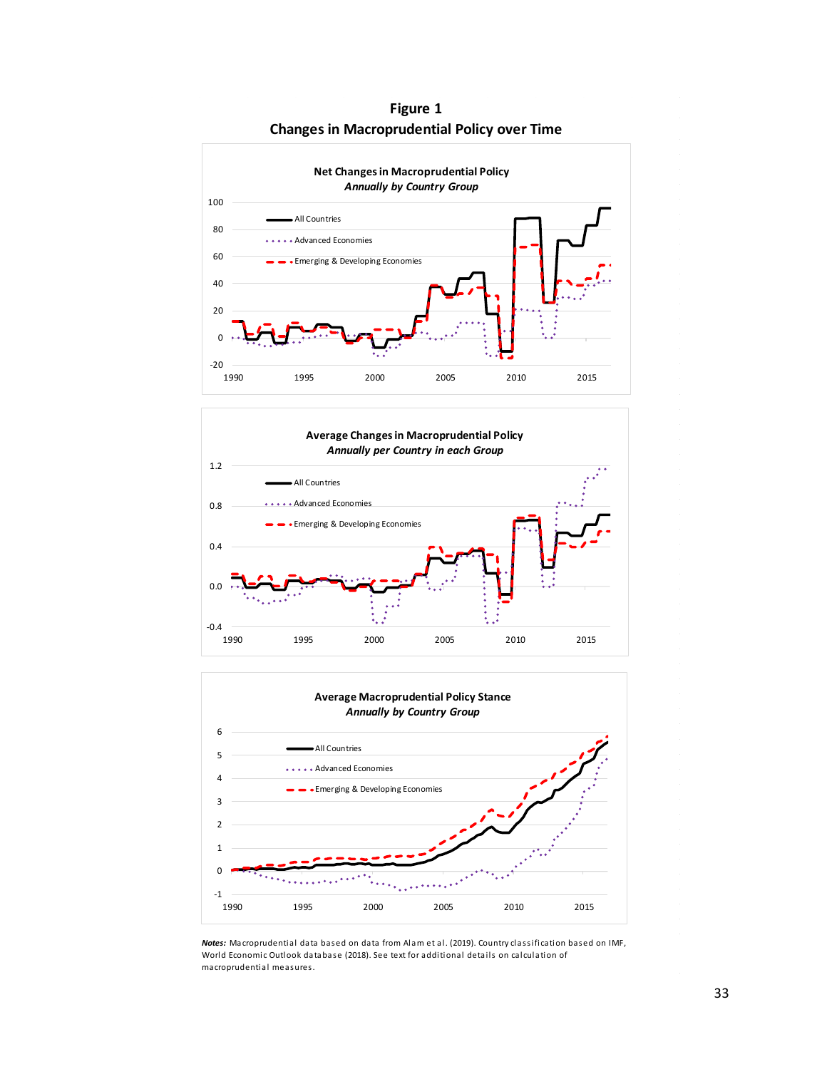**Figure 1**

**Changes in Macroprudential Policy over Time**

*Notes:* Macroprudential data based on data from Alam et al. (2019). Country classification based on IMF, World Economic Outlook database (2018). See text for additional details on calculation of macroprudential measures.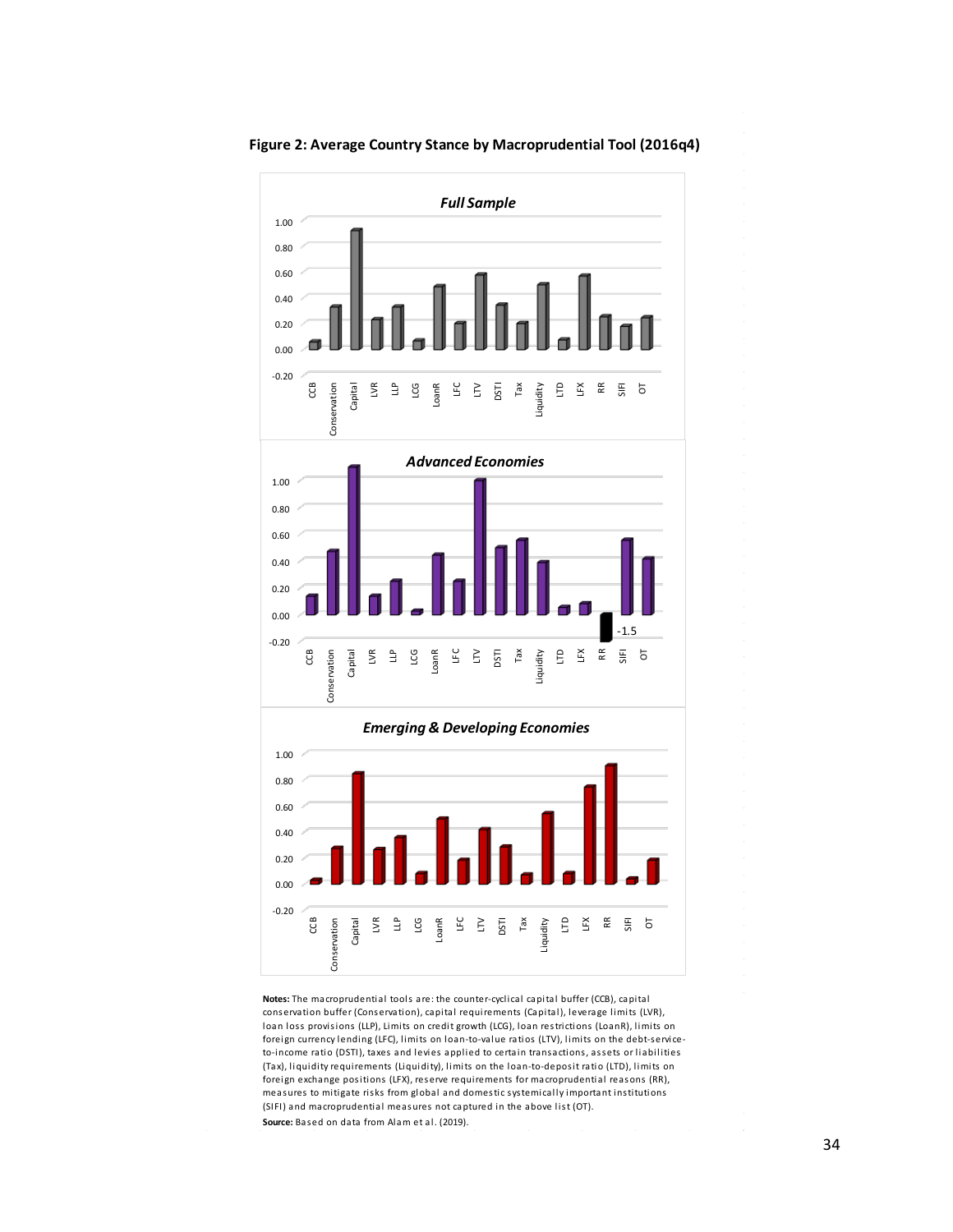**Figure 2: Average Country Stance by Macroprudential Tool (2016q4)**

**Notes:** The macroprudential tools are: the counter-cyclical capital buffer (CCB), capital conservation buffer (Conservation), capital requirements (Capital), leverage limits (LVR), loan loss provisions (LLP), Limits on credit growth (LCG), loan restrictions (LoanR), limits on foreign currency lending (LFC), limits on loan-to-value ratios (LTV), limits on the debt-service-to-income ratio (DSTI), taxes and levies applied to certain transactions, assets or liabilities (Tax), liquidity requirements (Liquidity), limits on the loan-to-deposit ratio (LTD), limits on foreign exchange positions (LFX), reserve requirements for macroprudential reasons (RR), measures to mitigate risks from global and domestic systemically important institutions (SIFI) and macroprudential measures not captured in the above list (OT).

**Source:** Based on data from Alam et al. (2019).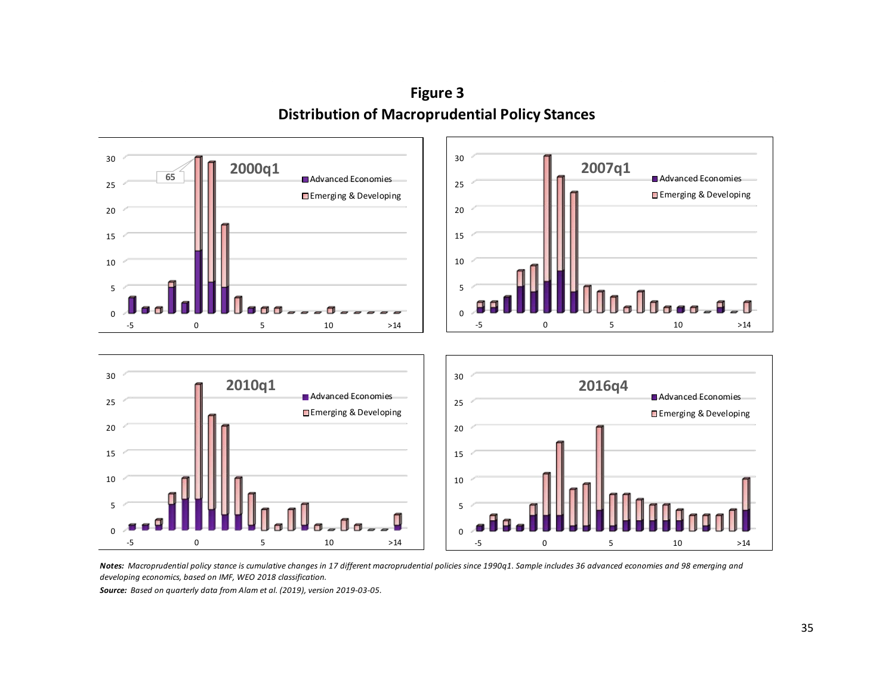# Figure 3

## Distribution of Macroprudential Policy Stances

2000q1

Advanced Economies

Emerging & Developing

65

30
25
20
15
10
5
0

-5
0
5
10
>14

2007q1

Advanced Economies

Emerging & Developing

30
25
20
15
10
5
0

-5
0
5
10
>14

2010q1

Advanced Economies

Emerging & Developing

30
25
20
15
10
5
0

-5
0
5
10
>14

2016q4

Advanced Economies

Emerging & Developing

30
25
20
15
10
5
0

-5
0
5
10
>14

***Notes:*** *Macroprudential policy stance is cumulative changes in 17 different macroprudential policies since 1990q1. Sample includes 36 advanced economies and 98 emerging and developing economics, based on IMF, WEO 2018 classification.*

***Source:*** *Based on quarterly data from Alam et al. (2019), version 2019-03-05.*